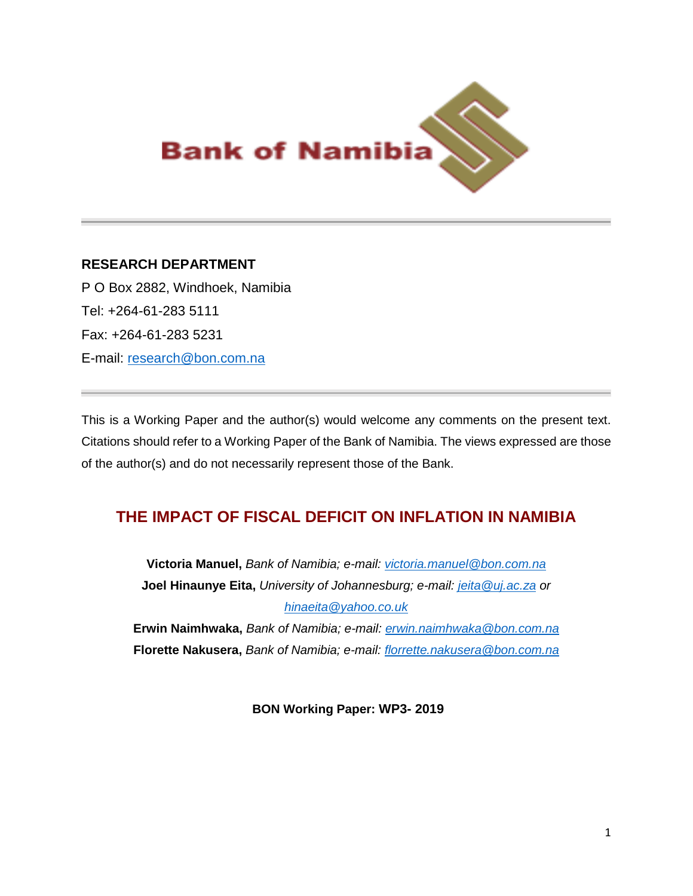Bank of Namibia

**RESEARCH DEPARTMENT**

P O Box 2882, Windhoek, Namibia

Tel: +264-61-283 5111

Fax: +264-61-283 5231

E-mail: research@bon.com.na

---

This is a Working Paper and the author(s) would welcome any comments on the present text. Citations should refer to a Working Paper of the Bank of Namibia. The views expressed are those of the author(s) and do not necessarily represent those of the Bank.

# THE IMPACT OF FISCAL DEFICIT ON INFLATION IN NAMIBIA

**Victoria Manuel,** *Bank of Namibia; e-mail: victoria.manuel@bon.com.na*

**Joel Hinaunye Eita,** *University of Johannesburg; e-mail: jeita@uj.ac.za or hinaeita@yahoo.co.uk*

**Erwin Naimhwaka,** *Bank of Namibia; e-mail: erwin.naimhwaka@bon.com.na*

**Florette Nakusera,** *Bank of Namibia; e-mail: florrette.nakusera@bon.com.na*

**BON Working Paper: WP3- 2019**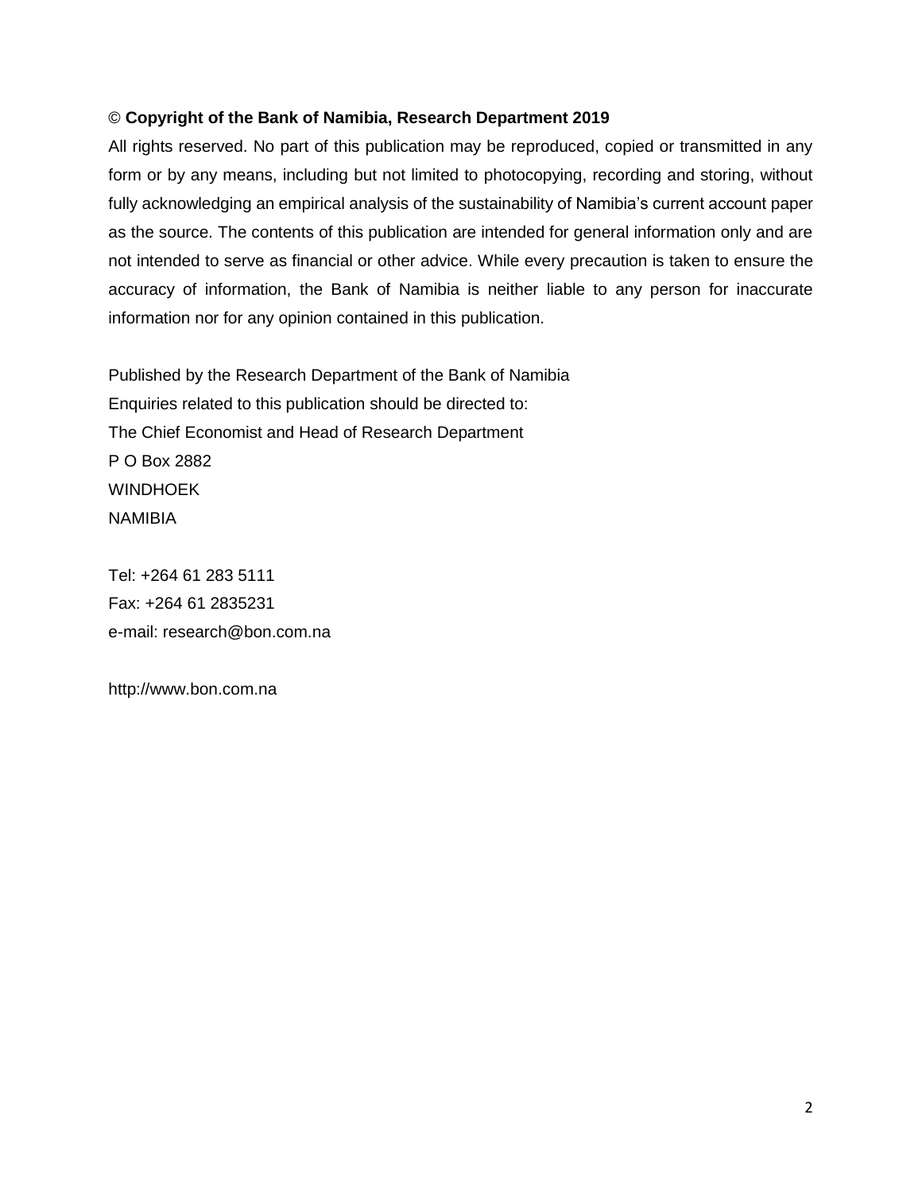© **Copyright of the Bank of Namibia, Research Department 2019**

All rights reserved. No part of this publication may be reproduced, copied or transmitted in any form or by any means, including but not limited to photocopying, recording and storing, without fully acknowledging an empirical analysis of the sustainability of Namibia's current account paper as the source. The contents of this publication are intended for general information only and are not intended to serve as financial or other advice. While every precaution is taken to ensure the accuracy of information, the Bank of Namibia is neither liable to any person for inaccurate information nor for any opinion contained in this publication.

Published by the Research Department of the Bank of Namibia  
Enquiries related to this publication should be directed to:  
The Chief Economist and Head of Research Department  
P O Box 2882  
WINDHOEK  
NAMIBIA

Tel: +264 61 283 5111  
Fax: +264 61 2835231  
e-mail: research@bon.com.na

http://www.bon.com.na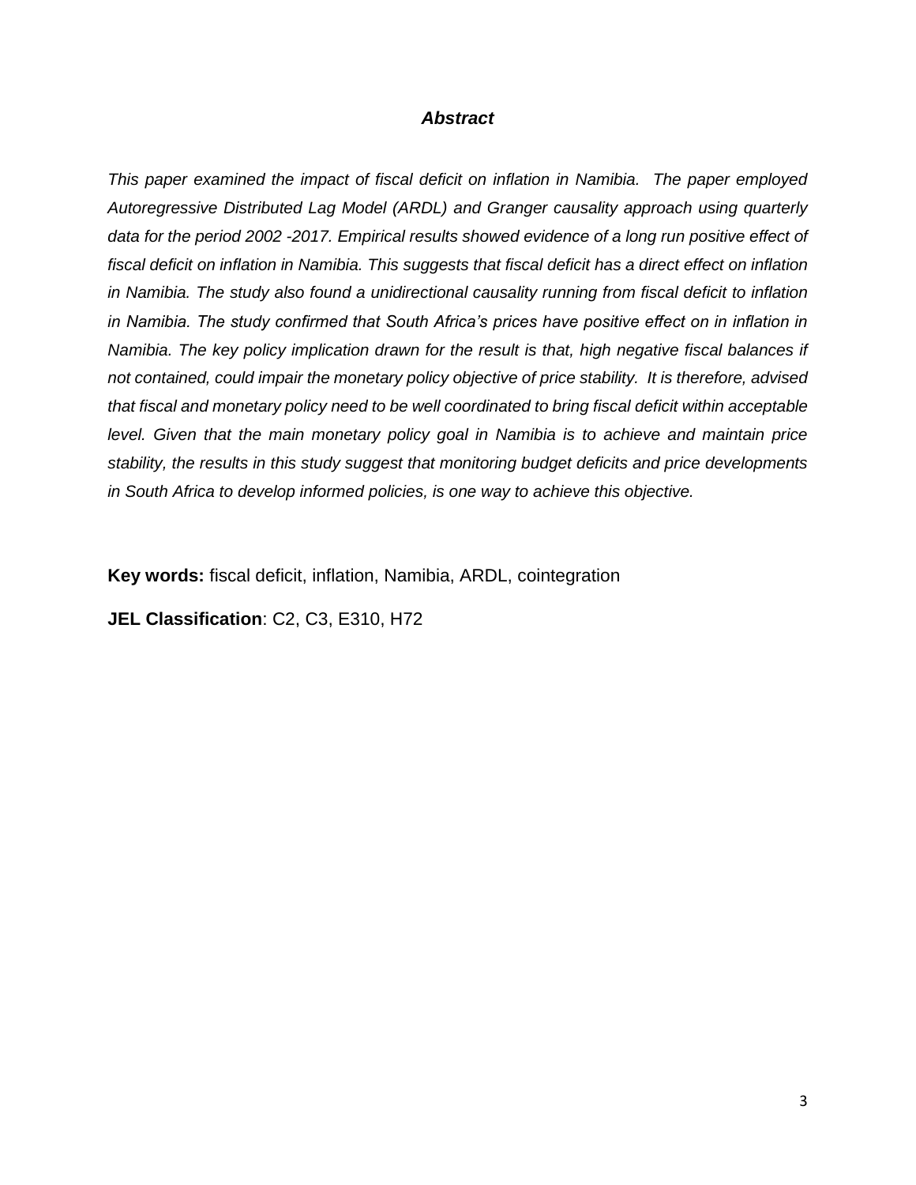### *Abstract*

*This paper examined the impact of fiscal deficit on inflation in Namibia. The paper employed Autoregressive Distributed Lag Model (ARDL) and Granger causality approach using quarterly data for the period 2002 -2017. Empirical results showed evidence of a long run positive effect of fiscal deficit on inflation in Namibia. This suggests that fiscal deficit has a direct effect on inflation in Namibia. The study also found a unidirectional causality running from fiscal deficit to inflation in Namibia. The study confirmed that South Africa's prices have positive effect on in inflation in Namibia. The key policy implication drawn for the result is that, high negative fiscal balances if not contained, could impair the monetary policy objective of price stability. It is therefore, advised that fiscal and monetary policy need to be well coordinated to bring fiscal deficit within acceptable level. Given that the main monetary policy goal in Namibia is to achieve and maintain price stability, the results in this study suggest that monitoring budget deficits and price developments in South Africa to develop informed policies, is one way to achieve this objective.*

**Key words:** fiscal deficit, inflation, Namibia, ARDL, cointegration

**JEL Classification**: C2, C3, E310, H72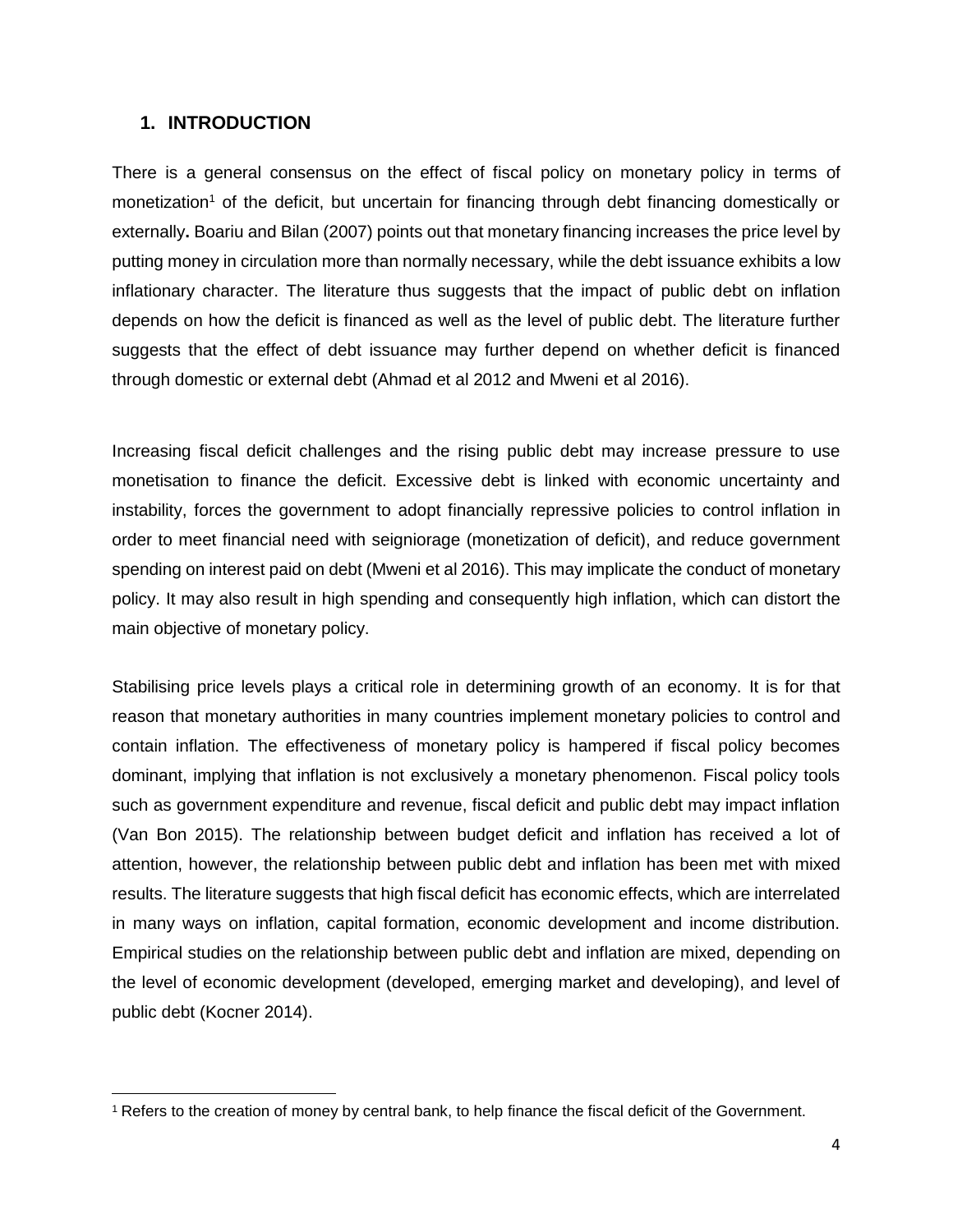## 1. INTRODUCTION

There is a general consensus on the effect of fiscal policy on monetary policy in terms of monetization[1] of the deficit, but uncertain for financing through debt financing domestically or externally**.** Boariu and Bilan (2007) points out that monetary financing increases the price level by putting money in circulation more than normally necessary, while the debt issuance exhibits a low inflationary character. The literature thus suggests that the impact of public debt on inflation depends on how the deficit is financed as well as the level of public debt. The literature further suggests that the effect of debt issuance may further depend on whether deficit is financed through domestic or external debt (Ahmad et al 2012 and Mweni et al 2016).

Increasing fiscal deficit challenges and the rising public debt may increase pressure to use monetisation to finance the deficit. Excessive debt is linked with economic uncertainty and instability, forces the government to adopt financially repressive policies to control inflation in order to meet financial need with seigniorage (monetization of deficit), and reduce government spending on interest paid on debt (Mweni et al 2016). This may implicate the conduct of monetary policy. It may also result in high spending and consequently high inflation, which can distort the main objective of monetary policy.

Stabilising price levels plays a critical role in determining growth of an economy. It is for that reason that monetary authorities in many countries implement monetary policies to control and contain inflation. The effectiveness of monetary policy is hampered if fiscal policy becomes dominant, implying that inflation is not exclusively a monetary phenomenon. Fiscal policy tools such as government expenditure and revenue, fiscal deficit and public debt may impact inflation (Van Bon 2015). The relationship between budget deficit and inflation has received a lot of attention, however, the relationship between public debt and inflation has been met with mixed results. The literature suggests that high fiscal deficit has economic effects, which are interrelated in many ways on inflation, capital formation, economic development and income distribution. Empirical studies on the relationship between public debt and inflation are mixed, depending on the level of economic development (developed, emerging market and developing), and level of public debt (Kocner 2014).

[1] Refers to the creation of money by central bank, to help finance the fiscal deficit of the Government.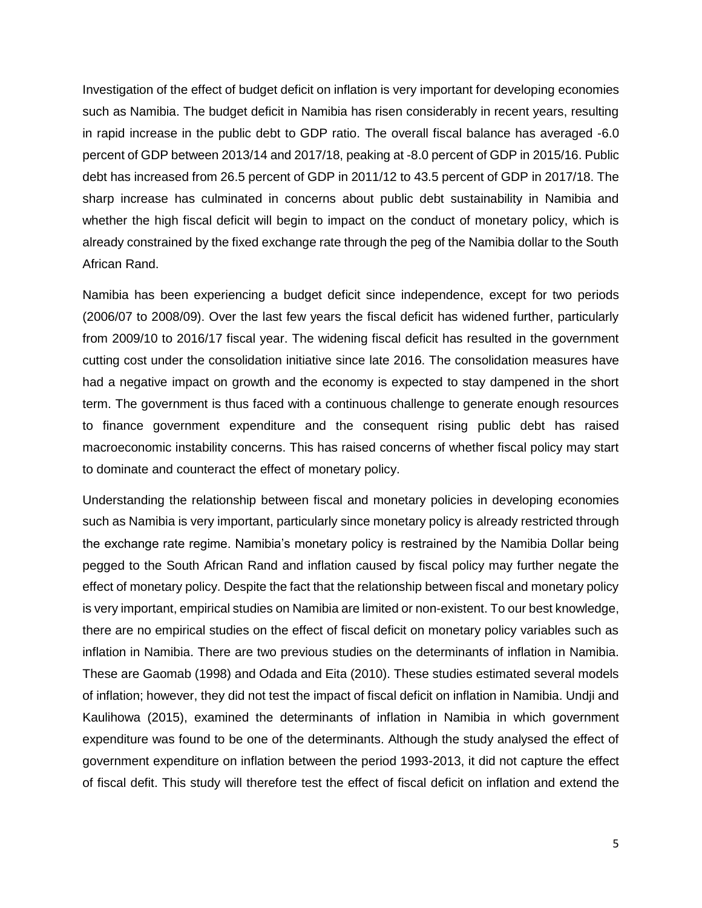Investigation of the effect of budget deficit on inflation is very important for developing economies such as Namibia. The budget deficit in Namibia has risen considerably in recent years, resulting in rapid increase in the public debt to GDP ratio. The overall fiscal balance has averaged -6.0 percent of GDP between 2013/14 and 2017/18, peaking at -8.0 percent of GDP in 2015/16. Public debt has increased from 26.5 percent of GDP in 2011/12 to 43.5 percent of GDP in 2017/18. The sharp increase has culminated in concerns about public debt sustainability in Namibia and whether the high fiscal deficit will begin to impact on the conduct of monetary policy, which is already constrained by the fixed exchange rate through the peg of the Namibia dollar to the South African Rand.

Namibia has been experiencing a budget deficit since independence, except for two periods (2006/07 to 2008/09). Over the last few years the fiscal deficit has widened further, particularly from 2009/10 to 2016/17 fiscal year. The widening fiscal deficit has resulted in the government cutting cost under the consolidation initiative since late 2016. The consolidation measures have had a negative impact on growth and the economy is expected to stay dampened in the short term. The government is thus faced with a continuous challenge to generate enough resources to finance government expenditure and the consequent rising public debt has raised macroeconomic instability concerns. This has raised concerns of whether fiscal policy may start to dominate and counteract the effect of monetary policy.

Understanding the relationship between fiscal and monetary policies in developing economies such as Namibia is very important, particularly since monetary policy is already restricted through the exchange rate regime. Namibia's monetary policy is restrained by the Namibia Dollar being pegged to the South African Rand and inflation caused by fiscal policy may further negate the effect of monetary policy. Despite the fact that the relationship between fiscal and monetary policy is very important, empirical studies on Namibia are limited or non-existent. To our best knowledge, there are no empirical studies on the effect of fiscal deficit on monetary policy variables such as inflation in Namibia. There are two previous studies on the determinants of inflation in Namibia. These are Gaomab (1998) and Odada and Eita (2010). These studies estimated several models of inflation; however, they did not test the impact of fiscal deficit on inflation in Namibia. Undji and Kaulihowa (2015), examined the determinants of inflation in Namibia in which government expenditure was found to be one of the determinants. Although the study analysed the effect of government expenditure on inflation between the period 1993-2013, it did not capture the effect of fiscal defit. This study will therefore test the effect of fiscal deficit on inflation and extend the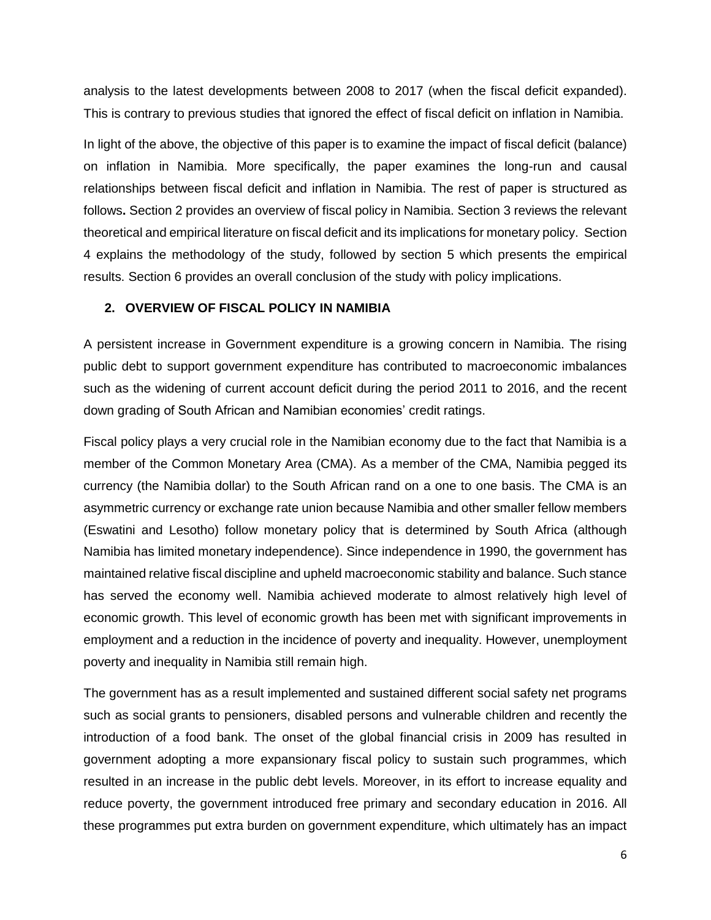analysis to the latest developments between 2008 to 2017 (when the fiscal deficit expanded). This is contrary to previous studies that ignored the effect of fiscal deficit on inflation in Namibia.

In light of the above, the objective of this paper is to examine the impact of fiscal deficit (balance) on inflation in Namibia. More specifically, the paper examines the long-run and causal relationships between fiscal deficit and inflation in Namibia. The rest of paper is structured as follows**.** Section 2 provides an overview of fiscal policy in Namibia. Section 3 reviews the relevant theoretical and empirical literature on fiscal deficit and its implications for monetary policy. Section 4 explains the methodology of the study, followed by section 5 which presents the empirical results. Section 6 provides an overall conclusion of the study with policy implications.

## 2. OVERVIEW OF FISCAL POLICY IN NAMIBIA

A persistent increase in Government expenditure is a growing concern in Namibia. The rising public debt to support government expenditure has contributed to macroeconomic imbalances such as the widening of current account deficit during the period 2011 to 2016, and the recent down grading of South African and Namibian economies' credit ratings.

Fiscal policy plays a very crucial role in the Namibian economy due to the fact that Namibia is a member of the Common Monetary Area (CMA). As a member of the CMA, Namibia pegged its currency (the Namibia dollar) to the South African rand on a one to one basis. The CMA is an asymmetric currency or exchange rate union because Namibia and other smaller fellow members (Eswatini and Lesotho) follow monetary policy that is determined by South Africa (although Namibia has limited monetary independence). Since independence in 1990, the government has maintained relative fiscal discipline and upheld macroeconomic stability and balance. Such stance has served the economy well. Namibia achieved moderate to almost relatively high level of economic growth. This level of economic growth has been met with significant improvements in employment and a reduction in the incidence of poverty and inequality. However, unemployment poverty and inequality in Namibia still remain high.

The government has as a result implemented and sustained different social safety net programs such as social grants to pensioners, disabled persons and vulnerable children and recently the introduction of a food bank. The onset of the global financial crisis in 2009 has resulted in government adopting a more expansionary fiscal policy to sustain such programmes, which resulted in an increase in the public debt levels. Moreover, in its effort to increase equality and reduce poverty, the government introduced free primary and secondary education in 2016. All these programmes put extra burden on government expenditure, which ultimately has an impact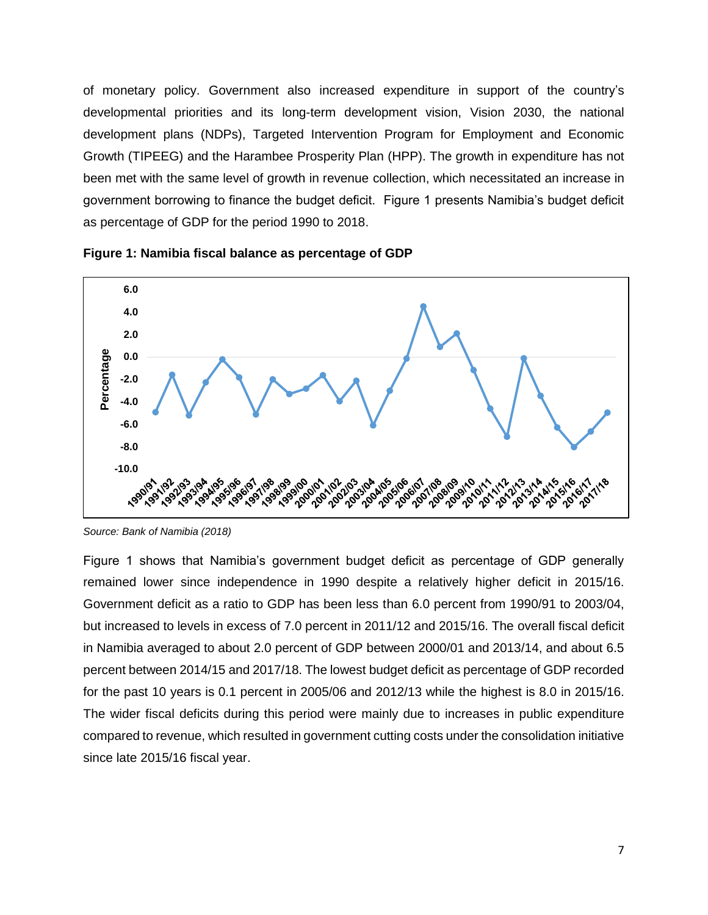of monetary policy. Government also increased expenditure in support of the country's developmental priorities and its long-term development vision, Vision 2030, the national development plans (NDPs), Targeted Intervention Program for Employment and Economic Growth (TIPEEG) and the Harambee Prosperity Plan (HPP). The growth in expenditure has not been met with the same level of growth in revenue collection, which necessitated an increase in government borrowing to finance the budget deficit. Figure 1 presents Namibia's budget deficit as percentage of GDP for the period 1990 to 2018.

**Figure 1: Namibia fiscal balance as percentage of GDP**

*Source: Bank of Namibia (2018)*

Figure 1 shows that Namibia's government budget deficit as percentage of GDP generally remained lower since independence in 1990 despite a relatively higher deficit in 2015/16. Government deficit as a ratio to GDP has been less than 6.0 percent from 1990/91 to 2003/04, but increased to levels in excess of 7.0 percent in 2011/12 and 2015/16. The overall fiscal deficit in Namibia averaged to about 2.0 percent of GDP between 2000/01 and 2013/14, and about 6.5 percent between 2014/15 and 2017/18. The lowest budget deficit as percentage of GDP recorded for the past 10 years is 0.1 percent in 2005/06 and 2012/13 while the highest is 8.0 in 2015/16. The wider fiscal deficits during this period were mainly due to increases in public expenditure compared to revenue, which resulted in government cutting costs under the consolidation initiative since late 2015/16 fiscal year.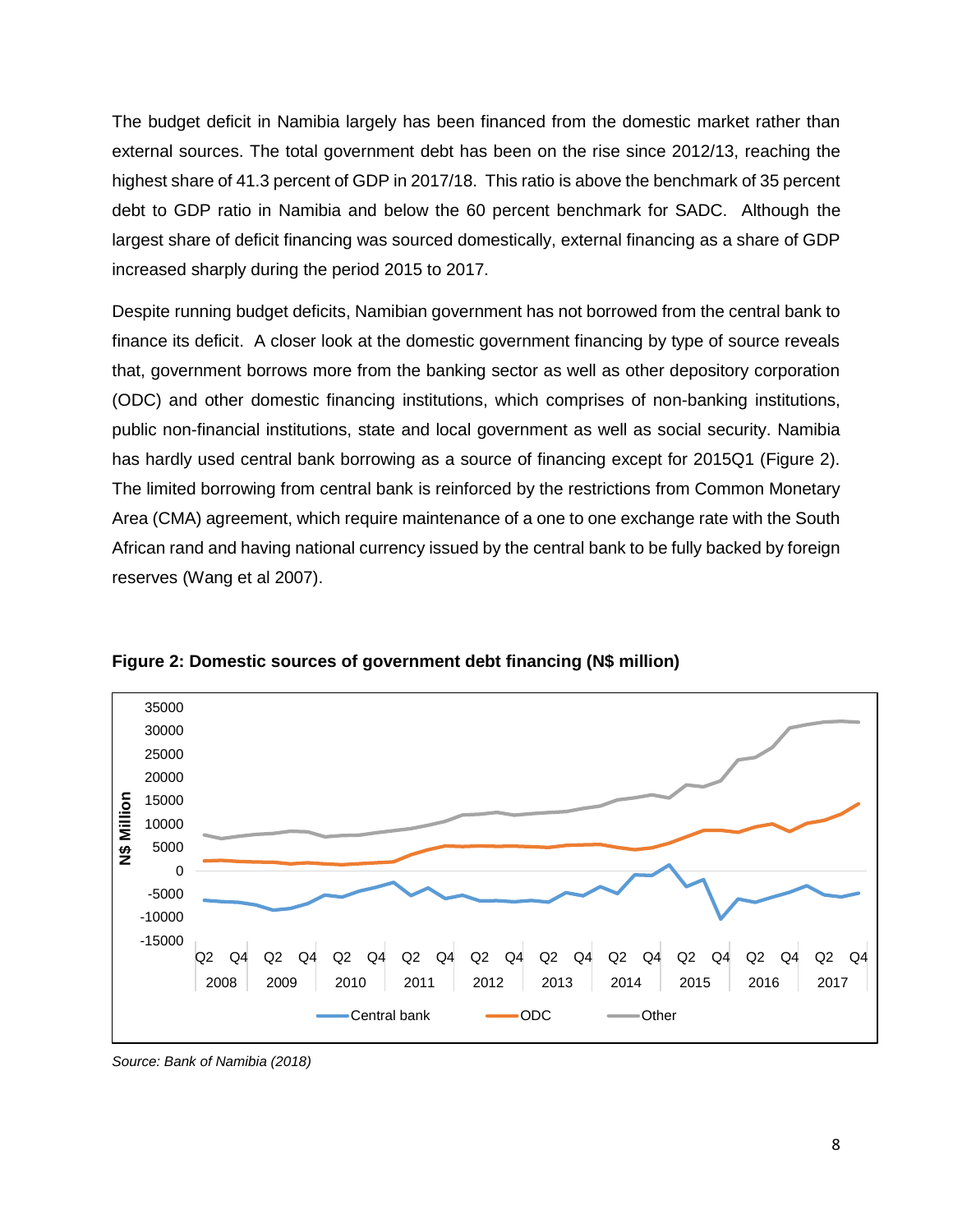The budget deficit in Namibia largely has been financed from the domestic market rather than external sources. The total government debt has been on the rise since 2012/13, reaching the highest share of 41.3 percent of GDP in 2017/18. This ratio is above the benchmark of 35 percent debt to GDP ratio in Namibia and below the 60 percent benchmark for SADC. Although the largest share of deficit financing was sourced domestically, external financing as a share of GDP increased sharply during the period 2015 to 2017.

Despite running budget deficits, Namibian government has not borrowed from the central bank to finance its deficit. A closer look at the domestic government financing by type of source reveals that, government borrows more from the banking sector as well as other depository corporation (ODC) and other domestic financing institutions, which comprises of non-banking institutions, public non-financial institutions, state and local government as well as social security. Namibia has hardly used central bank borrowing as a source of financing except for 2015Q1 (Figure 2). The limited borrowing from central bank is reinforced by the restrictions from Common Monetary Area (CMA) agreement, which require maintenance of a one to one exchange rate with the South African rand and having national currency issued by the central bank to be fully backed by foreign reserves (Wang et al 2007).

**Figure 2: Domestic sources of government debt financing (N$ million)**

*Source: Bank of Namibia (2018)*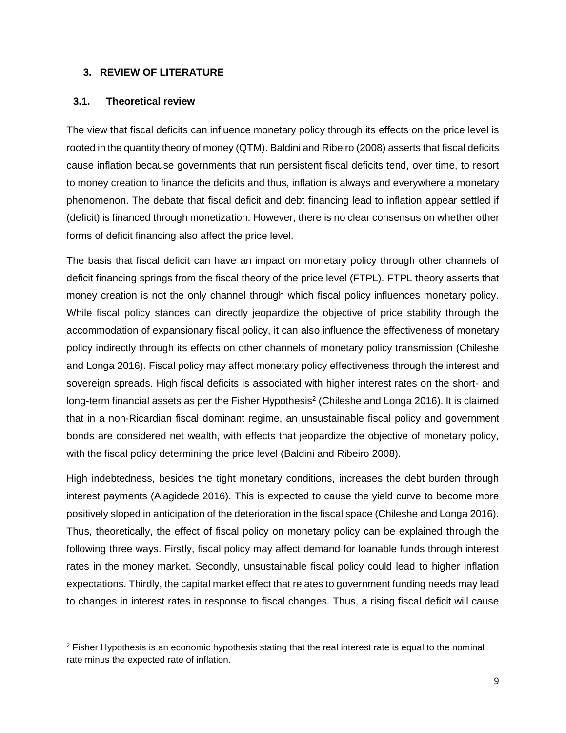## 3. REVIEW OF LITERATURE

### 3.1. Theoretical review

The view that fiscal deficits can influence monetary policy through its effects on the price level is rooted in the quantity theory of money (QTM). Baldini and Ribeiro (2008) asserts that fiscal deficits cause inflation because governments that run persistent fiscal deficits tend, over time, to resort to money creation to finance the deficits and thus, inflation is always and everywhere a monetary phenomenon. The debate that fiscal deficit and debt financing lead to inflation appear settled if (deficit) is financed through monetization. However, there is no clear consensus on whether other forms of deficit financing also affect the price level.

The basis that fiscal deficit can have an impact on monetary policy through other channels of deficit financing springs from the fiscal theory of the price level (FTPL). FTPL theory asserts that money creation is not the only channel through which fiscal policy influences monetary policy. While fiscal policy stances can directly jeopardize the objective of price stability through the accommodation of expansionary fiscal policy, it can also influence the effectiveness of monetary policy indirectly through its effects on other channels of monetary policy transmission (Chileshe and Longa 2016). Fiscal policy may affect monetary policy effectiveness through the interest and sovereign spreads. High fiscal deficits is associated with higher interest rates on the short- and long-term financial assets as per the Fisher Hypothesis[2] (Chileshe and Longa 2016). It is claimed that in a non-Ricardian fiscal dominant regime, an unsustainable fiscal policy and government bonds are considered net wealth, with effects that jeopardize the objective of monetary policy, with the fiscal policy determining the price level (Baldini and Ribeiro 2008).

High indebtedness, besides the tight monetary conditions, increases the debt burden through interest payments (Alagidede 2016). This is expected to cause the yield curve to become more positively sloped in anticipation of the deterioration in the fiscal space (Chileshe and Longa 2016). Thus, theoretically, the effect of fiscal policy on monetary policy can be explained through the following three ways. Firstly, fiscal policy may affect demand for loanable funds through interest rates in the money market. Secondly, unsustainable fiscal policy could lead to higher inflation expectations. Thirdly, the capital market effect that relates to government funding needs may lead to changes in interest rates in response to fiscal changes. Thus, a rising fiscal deficit will cause

---

[2] Fisher Hypothesis is an economic hypothesis stating that the real interest rate is equal to the nominal rate minus the expected rate of inflation.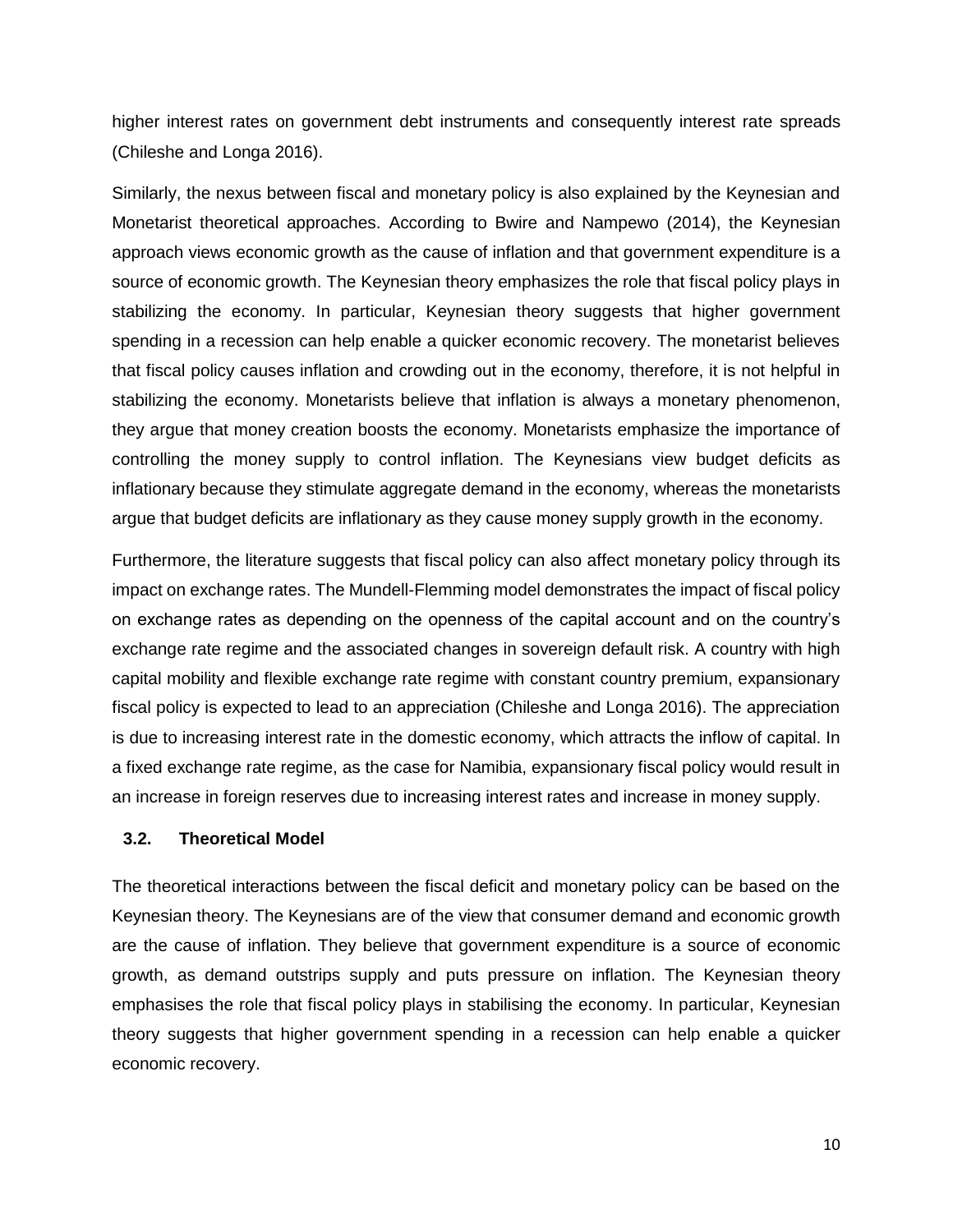higher interest rates on government debt instruments and consequently interest rate spreads (Chileshe and Longa 2016).

Similarly, the nexus between fiscal and monetary policy is also explained by the Keynesian and Monetarist theoretical approaches. According to Bwire and Nampewo (2014), the Keynesian approach views economic growth as the cause of inflation and that government expenditure is a source of economic growth. The Keynesian theory emphasizes the role that fiscal policy plays in stabilizing the economy. In particular, Keynesian theory suggests that higher government spending in a recession can help enable a quicker economic recovery. The monetarist believes that fiscal policy causes inflation and crowding out in the economy, therefore, it is not helpful in stabilizing the economy. Monetarists believe that inflation is always a monetary phenomenon, they argue that money creation boosts the economy. Monetarists emphasize the importance of controlling the money supply to control inflation. The Keynesians view budget deficits as inflationary because they stimulate aggregate demand in the economy, whereas the monetarists argue that budget deficits are inflationary as they cause money supply growth in the economy.

Furthermore, the literature suggests that fiscal policy can also affect monetary policy through its impact on exchange rates. The Mundell-Flemming model demonstrates the impact of fiscal policy on exchange rates as depending on the openness of the capital account and on the country's exchange rate regime and the associated changes in sovereign default risk. A country with high capital mobility and flexible exchange rate regime with constant country premium, expansionary fiscal policy is expected to lead to an appreciation (Chileshe and Longa 2016). The appreciation is due to increasing interest rate in the domestic economy, which attracts the inflow of capital. In a fixed exchange rate regime, as the case for Namibia, expansionary fiscal policy would result in an increase in foreign reserves due to increasing interest rates and increase in money supply.

### 3.2. Theoretical Model

The theoretical interactions between the fiscal deficit and monetary policy can be based on the Keynesian theory. The Keynesians are of the view that consumer demand and economic growth are the cause of inflation. They believe that government expenditure is a source of economic growth, as demand outstrips supply and puts pressure on inflation. The Keynesian theory emphasises the role that fiscal policy plays in stabilising the economy. In particular, Keynesian theory suggests that higher government spending in a recession can help enable a quicker economic recovery.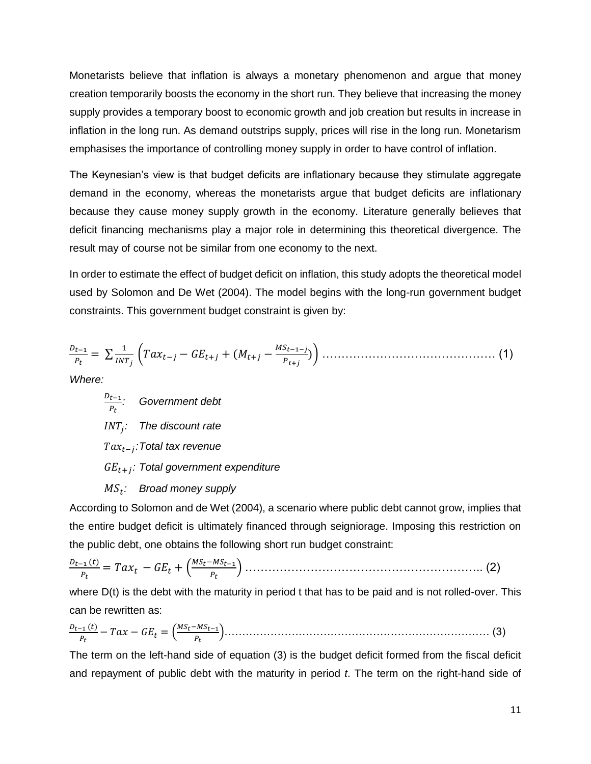Monetarists believe that inflation is always a monetary phenomenon and argue that money creation temporarily boosts the economy in the short run. They believe that increasing the money supply provides a temporary boost to economic growth and job creation but results in increase in inflation in the long run. As demand outstrips supply, prices will rise in the long run. Monetarism emphasises the importance of controlling money supply in order to have control of inflation.

The Keynesian's view is that budget deficits are inflationary because they stimulate aggregate demand in the economy, whereas the monetarists argue that budget deficits are inflationary because they cause money supply growth in the economy. Literature generally believes that deficit financing mechanisms play a major role in determining this theoretical divergence. The result may of course not be similar from one economy to the next.

In order to estimate the effect of budget deficit on inflation, this study adopts the theoretical model used by Solomon and De Wet (2004). The model begins with the long-run government budget constraints. This government budget constraint is given by:

$$\frac{D_{t-1}}{P_t} = \sum \frac{1}{INT_j}\left(Tax_{t-j} - GE_{t+j} + (M_{t+j} - \frac{MS_{t-1-j}}{P_{t+j}})\right) \quad \text{.............................................} \quad (1)$$

*Where:*

- $\frac{D_{t-1}}{P_t}$: *Government debt*
- $INT_j$: *The discount rate*
- $Tax_{t-j}$: *Total tax revenue*
- $GE_{t+j}$: *Total government expenditure*
- $MS_t$: *Broad money supply*

According to Solomon and de Wet (2004), a scenario where public debt cannot grow, implies that the entire budget deficit is ultimately financed through seigniorage. Imposing this restriction on the public debt, one obtains the following short run budget constraint:

$$\frac{D_{t-1}(t)}{P_t} = Tax_t - GE_t + \left(\frac{MS_t - MS_{t-1}}{P_t}\right) \quad \text{............................................................} \quad (2)$$

where D(t) is the debt with the maturity in period t that has to be paid and is not rolled-over. This can be rewritten as:

$$\frac{D_{t-1}(t)}{P_t} - Tax - GE_t = \left(\frac{MS_t - MS_{t-1}}{P_t}\right) \quad \text{..........................................................................} \quad (3)$$

The term on the left-hand side of equation (3) is the budget deficit formed from the fiscal deficit and repayment of public debt with the maturity in period *t*. The term on the right-hand side of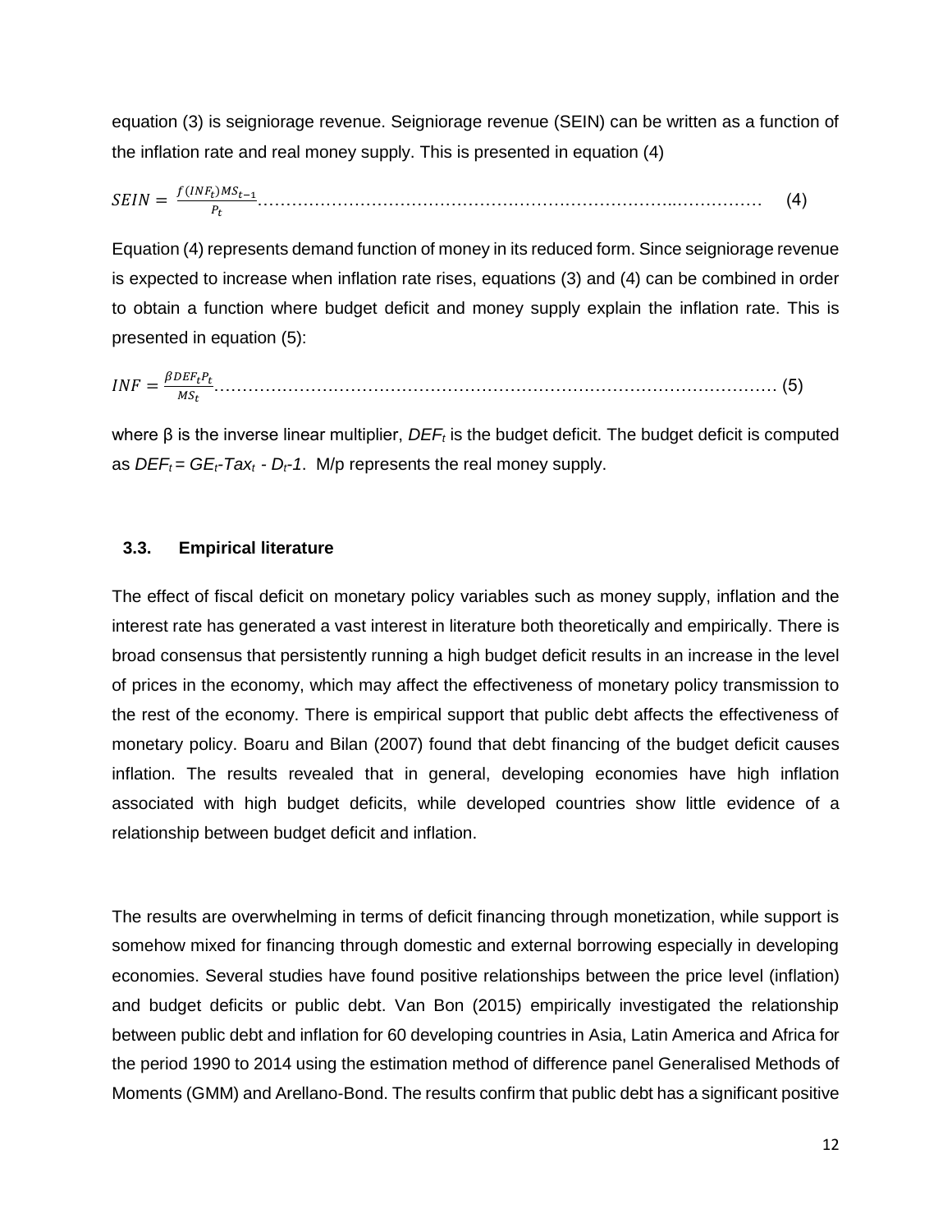equation (3) is seigniorage revenue. Seigniorage revenue (SEIN) can be written as a function of the inflation rate and real money supply. This is presented in equation (4)

$$SEIN = \frac{f(INF_t)MS_{t-1}}{P_t} \quad (4)$$

Equation (4) represents demand function of money in its reduced form. Since seigniorage revenue is expected to increase when inflation rate rises, equations (3) and (4) can be combined in order to obtain a function where budget deficit and money supply explain the inflation rate. This is presented in equation (5):

$$INF = \frac{\beta DEF_t P_t}{MS_t} \quad (5)$$

where β is the inverse linear multiplier, $DEF_t$ is the budget deficit. The budget deficit is computed as $DEF_t = GE_t - Tax_t - D_t - 1$. M/p represents the real money supply.

### 3.3. Empirical literature

The effect of fiscal deficit on monetary policy variables such as money supply, inflation and the interest rate has generated a vast interest in literature both theoretically and empirically. There is broad consensus that persistently running a high budget deficit results in an increase in the level of prices in the economy, which may affect the effectiveness of monetary policy transmission to the rest of the economy. There is empirical support that public debt affects the effectiveness of monetary policy. Boaru and Bilan (2007) found that debt financing of the budget deficit causes inflation. The results revealed that in general, developing economies have high inflation associated with high budget deficits, while developed countries show little evidence of a relationship between budget deficit and inflation.

The results are overwhelming in terms of deficit financing through monetization, while support is somehow mixed for financing through domestic and external borrowing especially in developing economies. Several studies have found positive relationships between the price level (inflation) and budget deficits or public debt. Van Bon (2015) empirically investigated the relationship between public debt and inflation for 60 developing countries in Asia, Latin America and Africa for the period 1990 to 2014 using the estimation method of difference panel Generalised Methods of Moments (GMM) and Arellano-Bond. The results confirm that public debt has a significant positive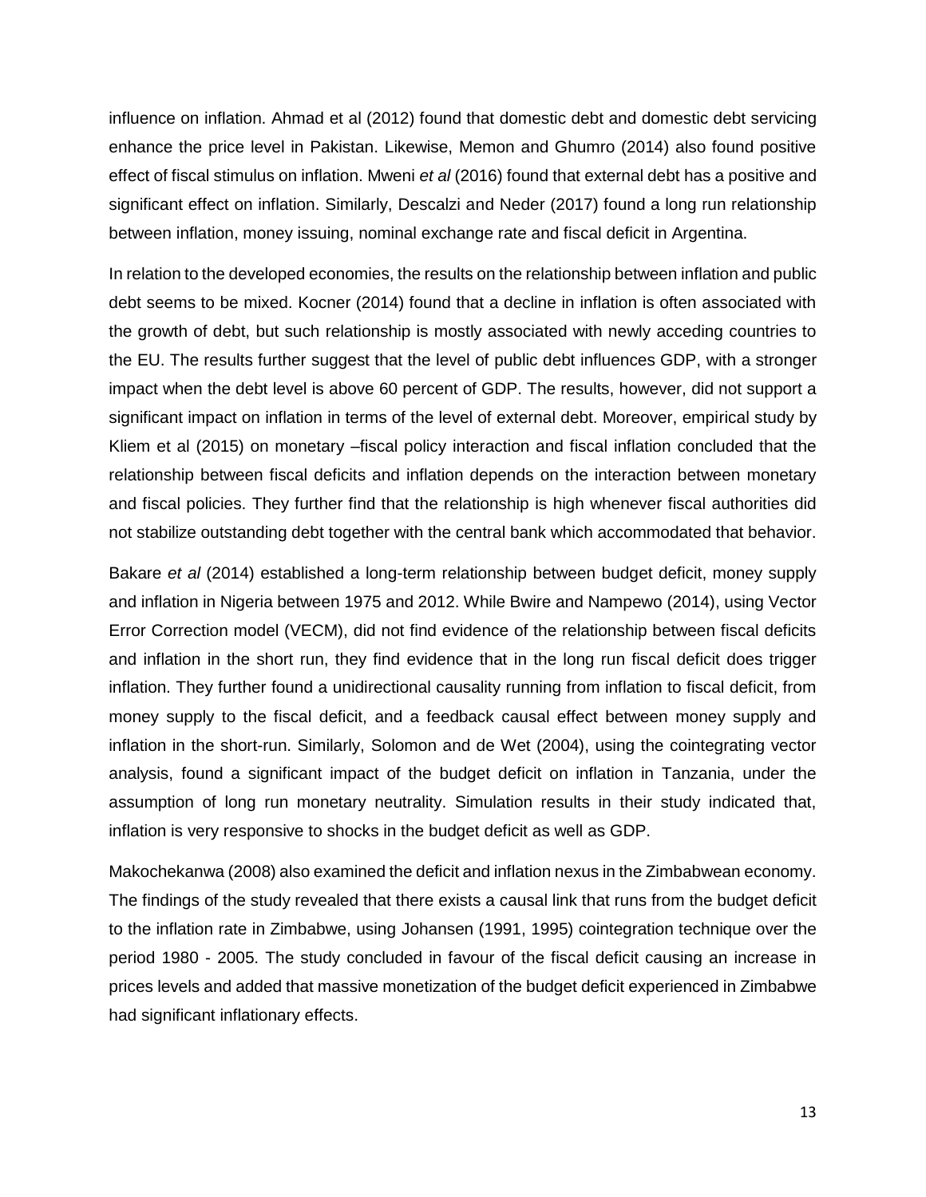influence on inflation. Ahmad et al (2012) found that domestic debt and domestic debt servicing enhance the price level in Pakistan. Likewise, Memon and Ghumro (2014) also found positive effect of fiscal stimulus on inflation. Mweni *et al* (2016) found that external debt has a positive and significant effect on inflation. Similarly, Descalzi and Neder (2017) found a long run relationship between inflation, money issuing, nominal exchange rate and fiscal deficit in Argentina.

In relation to the developed economies, the results on the relationship between inflation and public debt seems to be mixed. Kocner (2014) found that a decline in inflation is often associated with the growth of debt, but such relationship is mostly associated with newly acceding countries to the EU. The results further suggest that the level of public debt influences GDP, with a stronger impact when the debt level is above 60 percent of GDP. The results, however, did not support a significant impact on inflation in terms of the level of external debt. Moreover, empirical study by Kliem et al (2015) on monetary –fiscal policy interaction and fiscal inflation concluded that the relationship between fiscal deficits and inflation depends on the interaction between monetary and fiscal policies. They further find that the relationship is high whenever fiscal authorities did not stabilize outstanding debt together with the central bank which accommodated that behavior.

Bakare *et al* (2014) established a long-term relationship between budget deficit, money supply and inflation in Nigeria between 1975 and 2012. While Bwire and Nampewo (2014), using Vector Error Correction model (VECM), did not find evidence of the relationship between fiscal deficits and inflation in the short run, they find evidence that in the long run fiscal deficit does trigger inflation. They further found a unidirectional causality running from inflation to fiscal deficit, from money supply to the fiscal deficit, and a feedback causal effect between money supply and inflation in the short-run. Similarly, Solomon and de Wet (2004), using the cointegrating vector analysis, found a significant impact of the budget deficit on inflation in Tanzania, under the assumption of long run monetary neutrality. Simulation results in their study indicated that, inflation is very responsive to shocks in the budget deficit as well as GDP.

Makochekanwa (2008) also examined the deficit and inflation nexus in the Zimbabwean economy. The findings of the study revealed that there exists a causal link that runs from the budget deficit to the inflation rate in Zimbabwe, using Johansen (1991, 1995) cointegration technique over the period 1980 - 2005. The study concluded in favour of the fiscal deficit causing an increase in prices levels and added that massive monetization of the budget deficit experienced in Zimbabwe had significant inflationary effects.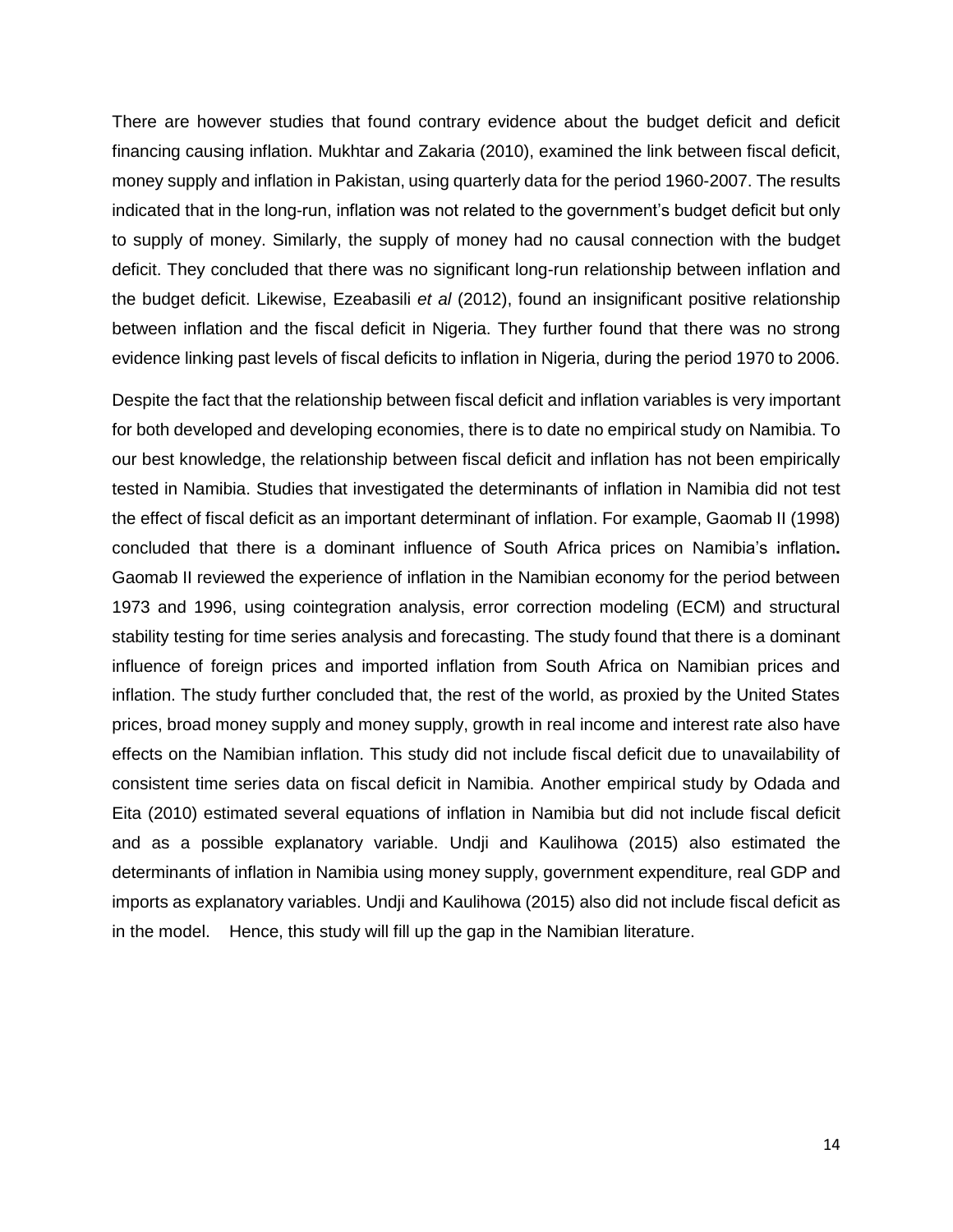There are however studies that found contrary evidence about the budget deficit and deficit financing causing inflation. Mukhtar and Zakaria (2010), examined the link between fiscal deficit, money supply and inflation in Pakistan, using quarterly data for the period 1960-2007. The results indicated that in the long-run, inflation was not related to the government's budget deficit but only to supply of money. Similarly, the supply of money had no causal connection with the budget deficit. They concluded that there was no significant long-run relationship between inflation and the budget deficit. Likewise, Ezeabasili *et al* (2012), found an insignificant positive relationship between inflation and the fiscal deficit in Nigeria. They further found that there was no strong evidence linking past levels of fiscal deficits to inflation in Nigeria, during the period 1970 to 2006.

Despite the fact that the relationship between fiscal deficit and inflation variables is very important for both developed and developing economies, there is to date no empirical study on Namibia. To our best knowledge, the relationship between fiscal deficit and inflation has not been empirically tested in Namibia. Studies that investigated the determinants of inflation in Namibia did not test the effect of fiscal deficit as an important determinant of inflation. For example, Gaomab II (1998) concluded that there is a dominant influence of South Africa prices on Namibia's inflation**.** Gaomab II reviewed the experience of inflation in the Namibian economy for the period between 1973 and 1996, using cointegration analysis, error correction modeling (ECM) and structural stability testing for time series analysis and forecasting. The study found that there is a dominant influence of foreign prices and imported inflation from South Africa on Namibian prices and inflation. The study further concluded that, the rest of the world, as proxied by the United States prices, broad money supply and money supply, growth in real income and interest rate also have effects on the Namibian inflation. This study did not include fiscal deficit due to unavailability of consistent time series data on fiscal deficit in Namibia. Another empirical study by Odada and Eita (2010) estimated several equations of inflation in Namibia but did not include fiscal deficit and as a possible explanatory variable. Undji and Kaulihowa (2015) also estimated the determinants of inflation in Namibia using money supply, government expenditure, real GDP and imports as explanatory variables. Undji and Kaulihowa (2015) also did not include fiscal deficit as in the model. Hence, this study will fill up the gap in the Namibian literature.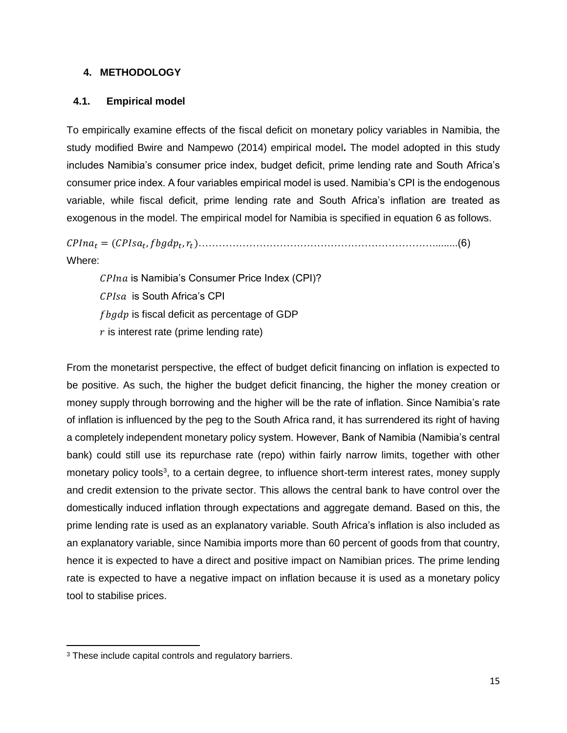## 4. METHODOLOGY

### 4.1. Empirical model

To empirically examine effects of the fiscal deficit on monetary policy variables in Namibia, the study modified Bwire and Nampewo (2014) empirical model**.** The model adopted in this study includes Namibia's consumer price index, budget deficit, prime lending rate and South Africa's consumer price index. A four variables empirical model is used. Namibia's CPI is the endogenous variable, while fiscal deficit, prime lending rate and South Africa's inflation are treated as exogenous in the model. The empirical model for Namibia is specified in equation 6 as follows.

$$CPIna_t = (CPIsa_t, fbgdp_t, r_t)\text{.......................................................................}(6)$$

Where:

$CPIna$ is Namibia's Consumer Price Index (CPI)?

$CPIsa$ is South Africa's CPI

$fbgdp$ is fiscal deficit as percentage of GDP

$r$ is interest rate (prime lending rate)

From the monetarist perspective, the effect of budget deficit financing on inflation is expected to be positive. As such, the higher the budget deficit financing, the higher the money creation or money supply through borrowing and the higher will be the rate of inflation. Since Namibia's rate of inflation is influenced by the peg to the South Africa rand, it has surrendered its right of having a completely independent monetary policy system. However, Bank of Namibia (Namibia's central bank) could still use its repurchase rate (repo) within fairly narrow limits, together with other monetary policy tools[3], to a certain degree, to influence short-term interest rates, money supply and credit extension to the private sector. This allows the central bank to have control over the domestically induced inflation through expectations and aggregate demand. Based on this, the prime lending rate is used as an explanatory variable. South Africa's inflation is also included as an explanatory variable, since Namibia imports more than 60 percent of goods from that country, hence it is expected to have a direct and positive impact on Namibian prices. The prime lending rate is expected to have a negative impact on inflation because it is used as a monetary policy tool to stabilise prices.

[3] These include capital controls and regulatory barriers.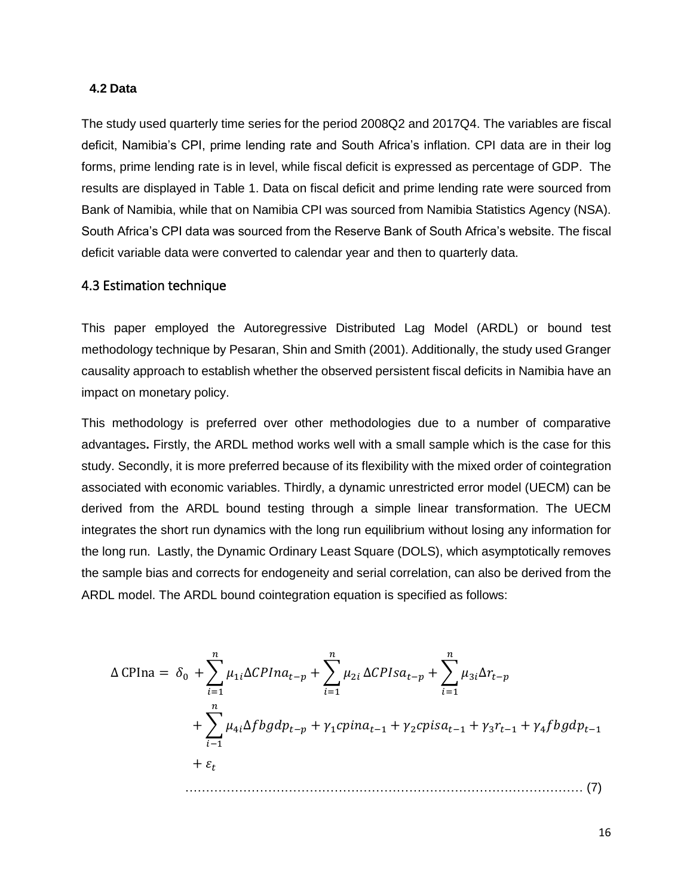### 4.2 Data

The study used quarterly time series for the period 2008Q2 and 2017Q4. The variables are fiscal deficit, Namibia's CPI, prime lending rate and South Africa's inflation. CPI data are in their log forms, prime lending rate is in level, while fiscal deficit is expressed as percentage of GDP. The results are displayed in Table 1. Data on fiscal deficit and prime lending rate were sourced from Bank of Namibia, while that on Namibia CPI was sourced from Namibia Statistics Agency (NSA). South Africa's CPI data was sourced from the Reserve Bank of South Africa's website. The fiscal deficit variable data were converted to calendar year and then to quarterly data.

### 4.3 Estimation technique

This paper employed the Autoregressive Distributed Lag Model (ARDL) or bound test methodology technique by Pesaran, Shin and Smith (2001). Additionally, the study used Granger causality approach to establish whether the observed persistent fiscal deficits in Namibia have an impact on monetary policy.

This methodology is preferred over other methodologies due to a number of comparative advantages**.** Firstly, the ARDL method works well with a small sample which is the case for this study. Secondly, it is more preferred because of its flexibility with the mixed order of cointegration associated with economic variables. Thirdly, a dynamic unrestricted error model (UECM) can be derived from the ARDL bound testing through a simple linear transformation. The UECM integrates the short run dynamics with the long run equilibrium without losing any information for the long run. Lastly, the Dynamic Ordinary Least Square (DOLS), which asymptotically removes the sample bias and corrects for endogeneity and serial correlation, can also be derived from the ARDL model. The ARDL bound cointegration equation is specified as follows:

$$
\begin{aligned}
\Delta \,\text{CPIna} = \; & \delta_0 + \sum_{i=1}^{n} \mu_{1i} \Delta CPIna_{t-p} + \sum_{i=1}^{n} \mu_{2i}\, \Delta CPIsa_{t-p} + \sum_{i=1}^{n} \mu_{3i} \Delta r_{t-p} \\
& + \sum_{i-1}^{n} \mu_{4i} \Delta fbgdp_{t-p} + \gamma_1 cpina_{t-1} + \gamma_2 cpisa_{t-1} + \gamma_3 r_{t-1} + \gamma_4 fbgdp_{t-1} \\
& + \varepsilon_t
\end{aligned}
\quad \text{……… (7)}
$$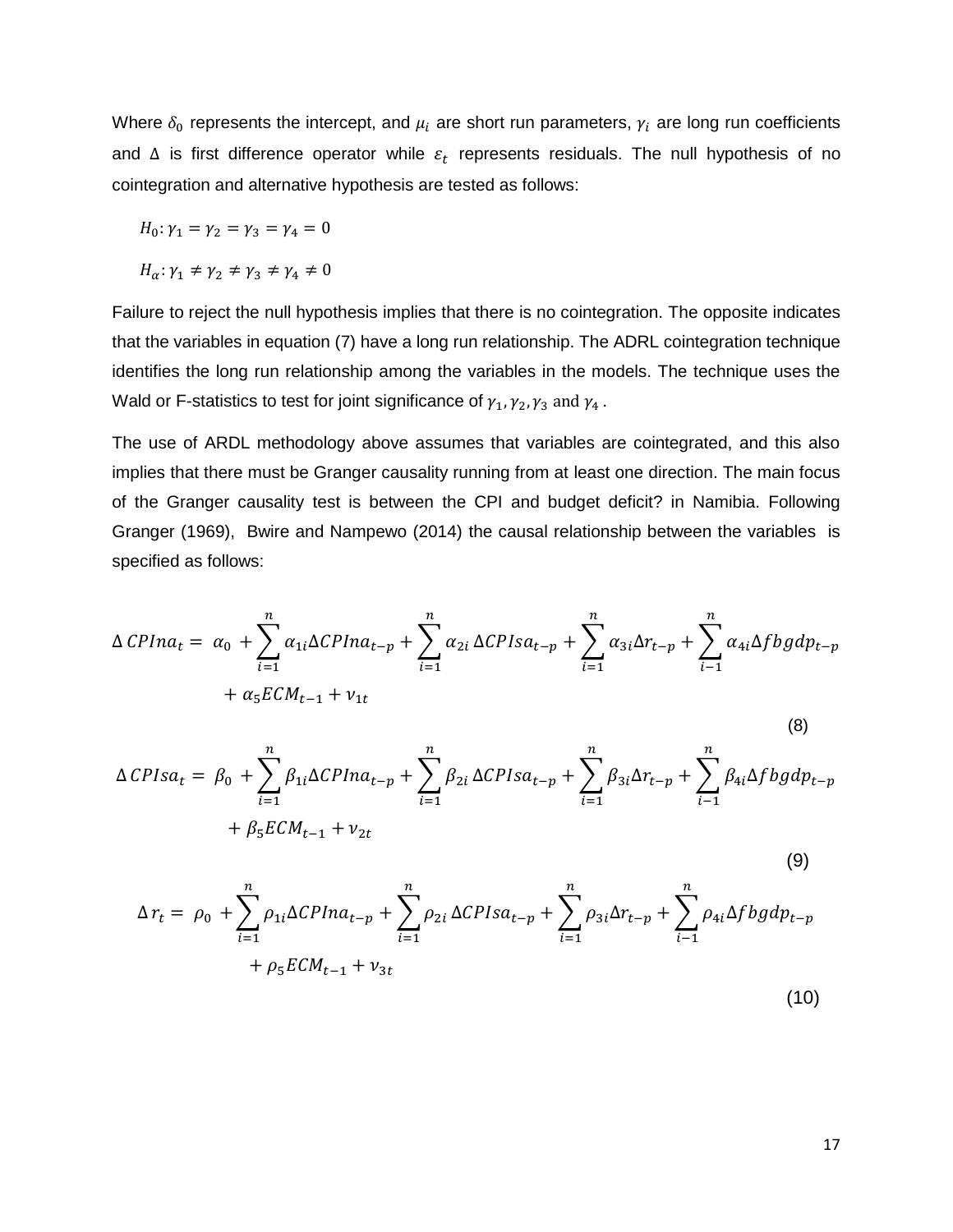Where $\delta_0$ represents the intercept, and $\mu_i$ are short run parameters, $\gamma_i$ are long run coefficients and $\Delta$ is first difference operator while $\varepsilon_t$ represents residuals. The null hypothesis of no cointegration and alternative hypothesis are tested as follows:

$$H_0: \gamma_1 = \gamma_2 = \gamma_3 = \gamma_4 = 0$$

$$H_\alpha: \gamma_1 \neq \gamma_2 \neq \gamma_3 \neq \gamma_4 \neq 0$$

Failure to reject the null hypothesis implies that there is no cointegration. The opposite indicates that the variables in equation (7) have a long run relationship. The ADRL cointegration technique identifies the long run relationship among the variables in the models. The technique uses the Wald or F-statistics to test for joint significance of $\gamma_1, \gamma_2, \gamma_3$ and $\gamma_4$ .

The use of ARDL methodology above assumes that variables are cointegrated, and this also implies that there must be Granger causality running from at least one direction. The main focus of the Granger causality test is between the CPI and budget deficit? in Namibia. Following Granger (1969), Bwire and Nampewo (2014) the causal relationship between the variables is specified as follows:

$$\Delta CPIna_t = \alpha_0 + \sum_{i=1}^{n} \alpha_{1i} \Delta CPIna_{t-p} + \sum_{i=1}^{n} \alpha_{2i} \Delta CPIsa_{t-p} + \sum_{i=1}^{n} \alpha_{3i} \Delta r_{t-p} + \sum_{i-1}^{n} \alpha_{4i} \Delta fbgdp_{t-p} + \alpha_5 ECM_{t-1} + \nu_{1t} \quad (8)$$

$$\Delta CPIsa_t = \beta_0 + \sum_{i=1}^{n} \beta_{1i} \Delta CPIna_{t-p} + \sum_{i=1}^{n} \beta_{2i} \Delta CPIsa_{t-p} + \sum_{i=1}^{n} \beta_{3i} \Delta r_{t-p} + \sum_{i-1}^{n} \beta_{4i} \Delta fbgdp_{t-p} + \beta_5 ECM_{t-1} + \nu_{2t} \quad (9)$$

$$\Delta r_t = \rho_0 + \sum_{i=1}^{n} \rho_{1i} \Delta CPIna_{t-p} + \sum_{i=1}^{n} \rho_{2i} \Delta CPIsa_{t-p} + \sum_{i=1}^{n} \rho_{3i} \Delta r_{t-p} + \sum_{i-1}^{n} \rho_{4i} \Delta fbgdp_{t-p} + \rho_5 ECM_{t-1} + \nu_{3t} \quad (10)$$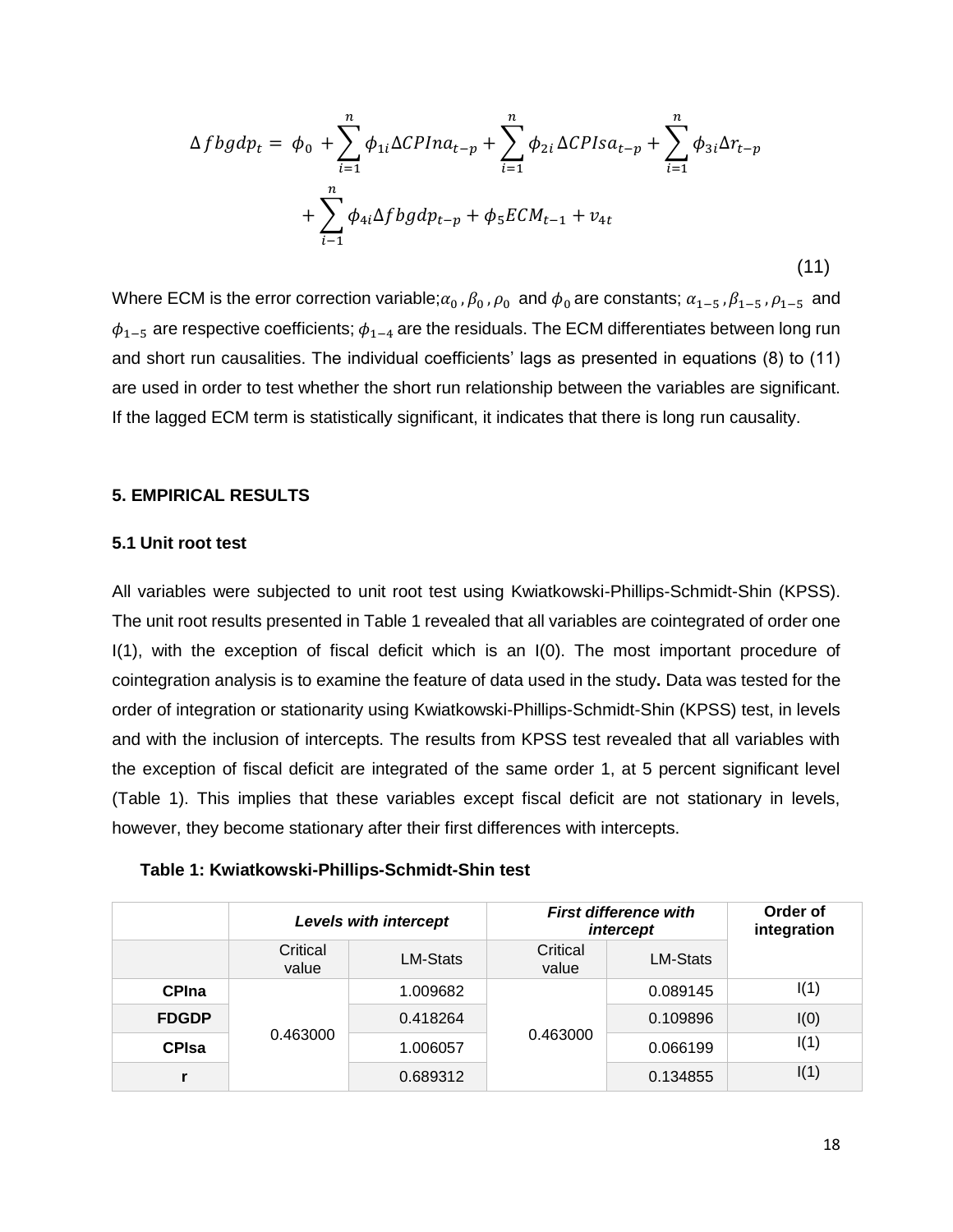$$\Delta fbgdp_t = \phi_0 + \sum_{i=1}^{n} \phi_{1i} \Delta CPIna_{t-p} + \sum_{i=1}^{n} \phi_{2i} \Delta CPIsa_{t-p} + \sum_{i=1}^{n} \phi_{3i} \Delta r_{t-p} + \sum_{i-1}^{n} \phi_{4i} \Delta fbgdp_{t-p} + \phi_5 ECM_{t-1} + v_{4t} \quad (11)$$

Where ECM is the error correction variable; $\alpha_0$, $\beta_0$, $\rho_0$ and $\phi_0$ are constants; $\alpha_{1-5}$, $\beta_{1-5}$, $\rho_{1-5}$ and $\phi_{1-5}$ are respective coefficients; $\phi_{1-4}$ are the residuals. The ECM differentiates between long run and short run causalities. The individual coefficients' lags as presented in equations (8) to (11) are used in order to test whether the short run relationship between the variables are significant. If the lagged ECM term is statistically significant, it indicates that there is long run causality.

## 5. EMPIRICAL RESULTS

### 5.1 Unit root test

All variables were subjected to unit root test using Kwiatkowski-Phillips-Schmidt-Shin (KPSS). The unit root results presented in Table 1 revealed that all variables are cointegrated of order one I(1), with the exception of fiscal deficit which is an I(0). The most important procedure of cointegration analysis is to examine the feature of data used in the study**.** Data was tested for the order of integration or stationarity using Kwiatkowski-Phillips-Schmidt-Shin (KPSS) test, in levels and with the inclusion of intercepts. The results from KPSS test revealed that all variables with the exception of fiscal deficit are integrated of the same order 1, at 5 percent significant level (Table 1). This implies that these variables except fiscal deficit are not stationary in levels, however, they become stationary after their first differences with intercepts.

**Table 1: Kwiatkowski-Phillips-Schmidt-Shin test**

| | *Levels with intercept* | | *First difference with intercept* | | Order of integration |
|---|---|---|---|---|---|
| | Critical value | LM-Stats | Critical value | LM-Stats | |
| **CPIna** | 0.463000 | 1.009682 | 0.463000 | 0.089145 | I(1) |
| **FDGDP** | | 0.418264 | | 0.109896 | I(0) |
| **CPIsa** | | 1.006057 | | 0.066199 | I(1) |
| **r** | | 0.689312 | | 0.134855 | I(1) |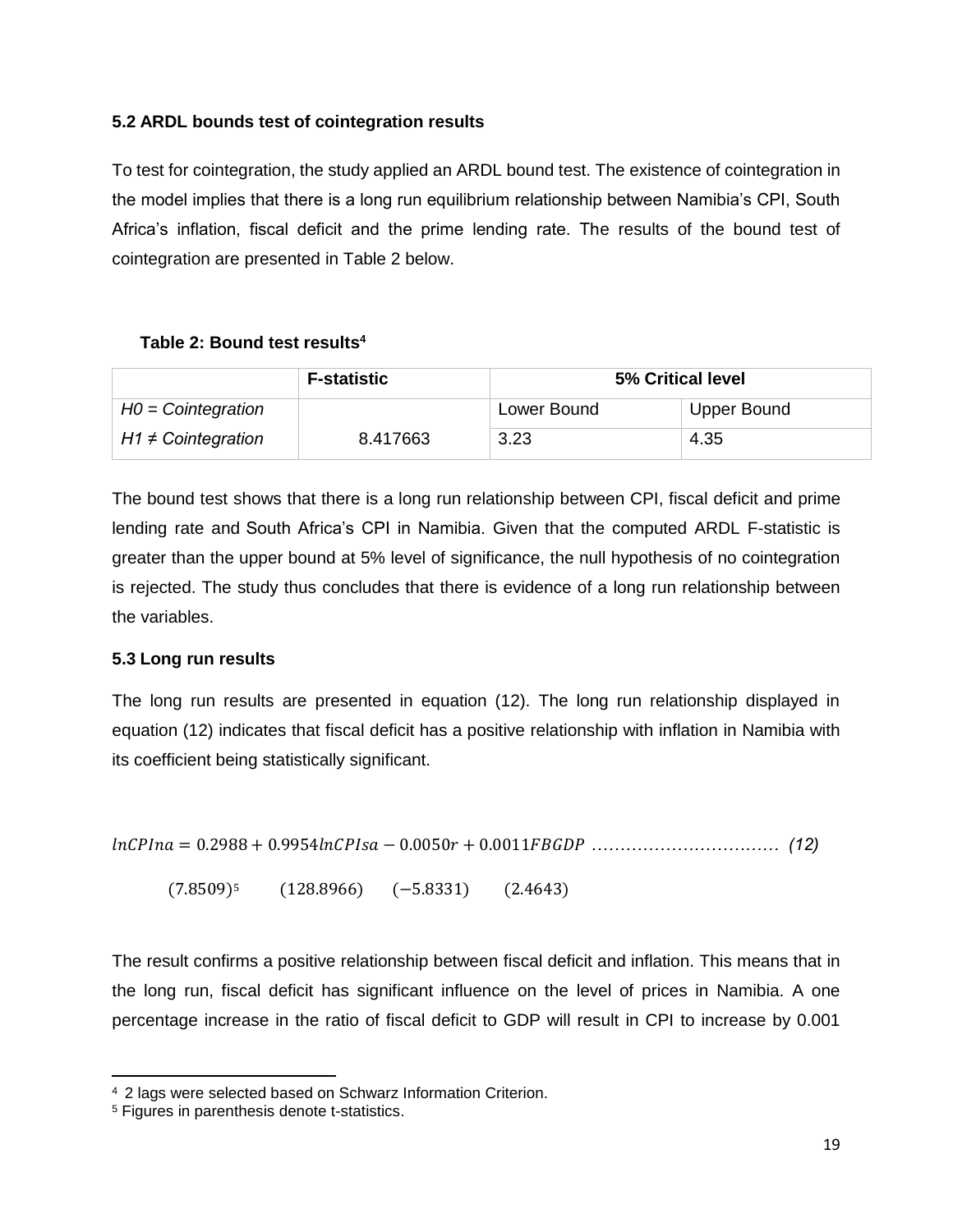### 5.2 ARDL bounds test of cointegration results

To test for cointegration, the study applied an ARDL bound test. The existence of cointegration in the model implies that there is a long run equilibrium relationship between Namibia's CPI, South Africa's inflation, fiscal deficit and the prime lending rate. The results of the bound test of cointegration are presented in Table 2 below.

**Table 2: Bound test results**[4]

| | F-statistic | 5% Critical level | |
|---|---|---|---|
| *H0 = Cointegration* | | Lower Bound | Upper Bound |
| *H1 ≠ Cointegration* | 8.417663 | 3.23 | 4.35 |

The bound test shows that there is a long run relationship between CPI, fiscal deficit and prime lending rate and South Africa's CPI in Namibia. Given that the computed ARDL F-statistic is greater than the upper bound at 5% level of significance, the null hypothesis of no cointegration is rejected. The study thus concludes that there is evidence of a long run relationship between the variables.

### 5.3 Long run results

The long run results are presented in equation (12). The long run relationship displayed in equation (12) indicates that fiscal deficit has a positive relationship with inflation in Namibia with its coefficient being statistically significant.

$$lnCPIna = 0.2988 + 0.9954 lnCPIsa - 0.0050r + 0.0011FBGDP \quad \text{(12)}$$

$$(7.8509)^{5} \qquad (128.8966) \qquad (-5.8331) \qquad (2.4643)$$

The result confirms a positive relationship between fiscal deficit and inflation. This means that in the long run, fiscal deficit has significant influence on the level of prices in Namibia. A one percentage increase in the ratio of fiscal deficit to GDP will result in CPI to increase by 0.001

[4] 2 lags were selected based on Schwarz Information Criterion.

[5] Figures in parenthesis denote t-statistics.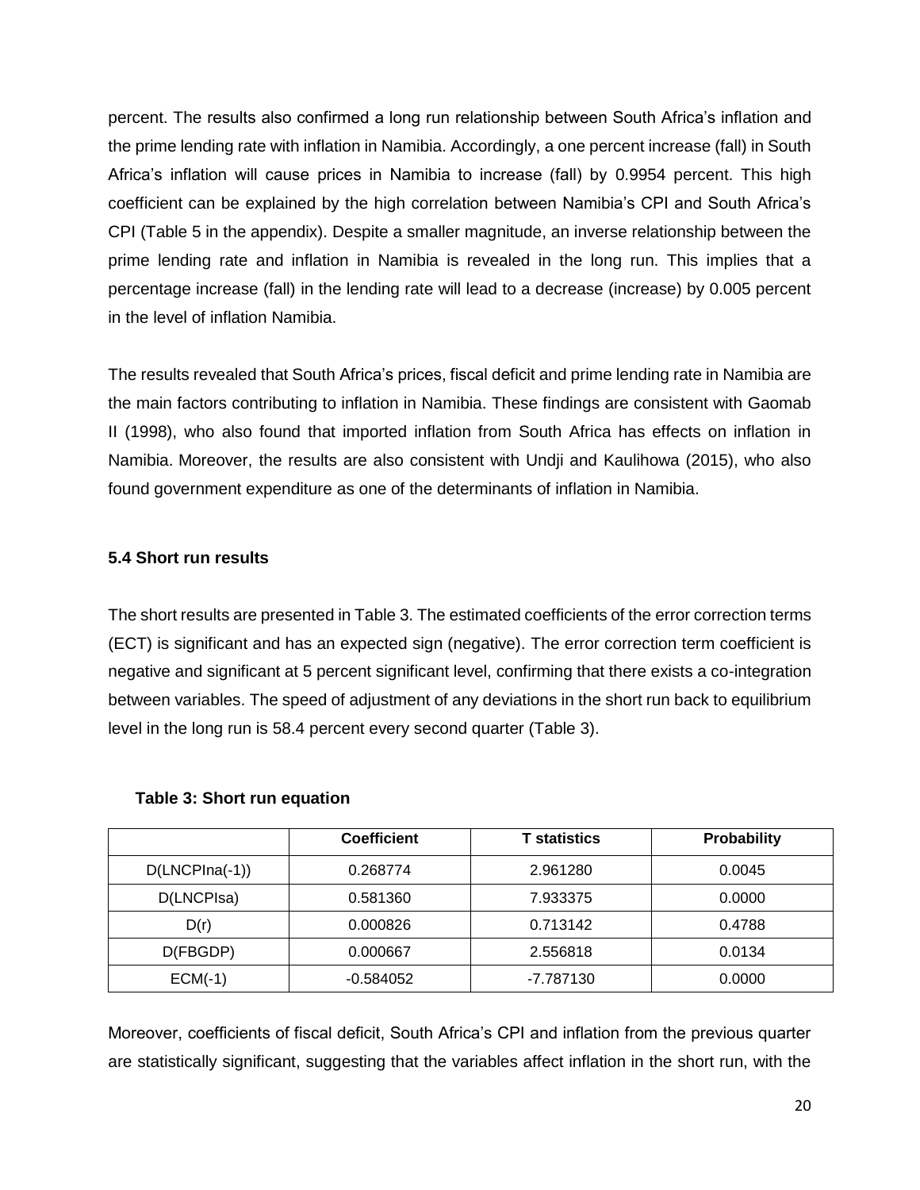percent. The results also confirmed a long run relationship between South Africa's inflation and the prime lending rate with inflation in Namibia. Accordingly, a one percent increase (fall) in South Africa's inflation will cause prices in Namibia to increase (fall) by 0.9954 percent. This high coefficient can be explained by the high correlation between Namibia's CPI and South Africa's CPI (Table 5 in the appendix). Despite a smaller magnitude, an inverse relationship between the prime lending rate and inflation in Namibia is revealed in the long run. This implies that a percentage increase (fall) in the lending rate will lead to a decrease (increase) by 0.005 percent in the level of inflation Namibia.

The results revealed that South Africa's prices, fiscal deficit and prime lending rate in Namibia are the main factors contributing to inflation in Namibia. These findings are consistent with Gaomab II (1998), who also found that imported inflation from South Africa has effects on inflation in Namibia. Moreover, the results are also consistent with Undji and Kaulihowa (2015), who also found government expenditure as one of the determinants of inflation in Namibia.

### 5.4 Short run results

The short results are presented in Table 3. The estimated coefficients of the error correction terms (ECT) is significant and has an expected sign (negative). The error correction term coefficient is negative and significant at 5 percent significant level, confirming that there exists a co-integration between variables. The speed of adjustment of any deviations in the short run back to equilibrium level in the long run is 58.4 percent every second quarter (Table 3).

**Table 3: Short run equation**

| | Coefficient | T statistics | Probability |
|---|---|---|---|
| D(LNCPIna(-1)) | 0.268774 | 2.961280 | 0.0045 |
| D(LNCPIsa) | 0.581360 | 7.933375 | 0.0000 |
| D(r) | 0.000826 | 0.713142 | 0.4788 |
| D(FBGDP) | 0.000667 | 2.556818 | 0.0134 |
| ECM(-1) | -0.584052 | -7.787130 | 0.0000 |

Moreover, coefficients of fiscal deficit, South Africa's CPI and inflation from the previous quarter are statistically significant, suggesting that the variables affect inflation in the short run, with the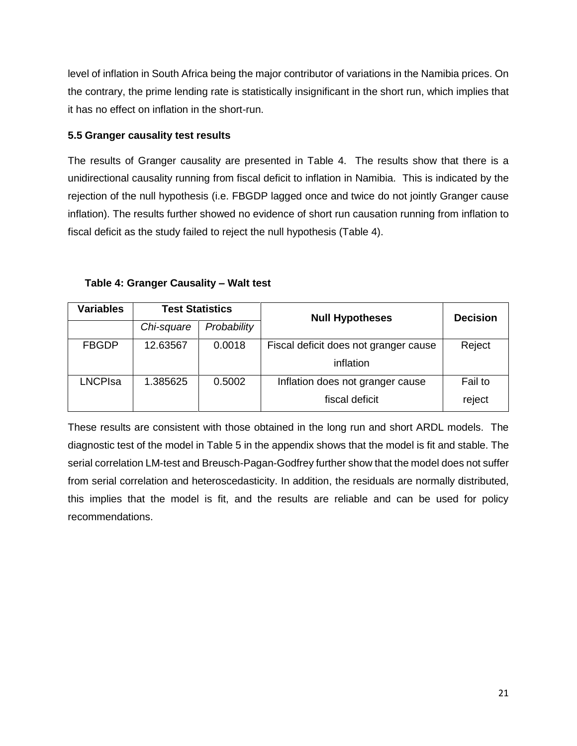level of inflation in South Africa being the major contributor of variations in the Namibia prices. On the contrary, the prime lending rate is statistically insignificant in the short run, which implies that it has no effect on inflation in the short-run.

### 5.5 Granger causality test results

The results of Granger causality are presented in Table 4. The results show that there is a unidirectional causality running from fiscal deficit to inflation in Namibia. This is indicated by the rejection of the null hypothesis (i.e. FBGDP lagged once and twice do not jointly Granger cause inflation). The results further showed no evidence of short run causation running from inflation to fiscal deficit as the study failed to reject the null hypothesis (Table 4).

**Table 4: Granger Causality – Walt test**

| Variables | Test Statistics | | Null Hypotheses | Decision |
|---|---|---|---|---|
| | *Chi-square* | *Probability* | | |
| FBGDP | 12.63567 | 0.0018 | Fiscal deficit does not granger cause inflation | Reject |
| LNCPIsa | 1.385625 | 0.5002 | Inflation does not granger cause fiscal deficit | Fail to reject |

These results are consistent with those obtained in the long run and short ARDL models. The diagnostic test of the model in Table 5 in the appendix shows that the model is fit and stable. The serial correlation LM-test and Breusch-Pagan-Godfrey further show that the model does not suffer from serial correlation and heteroscedasticity. In addition, the residuals are normally distributed, this implies that the model is fit, and the results are reliable and can be used for policy recommendations.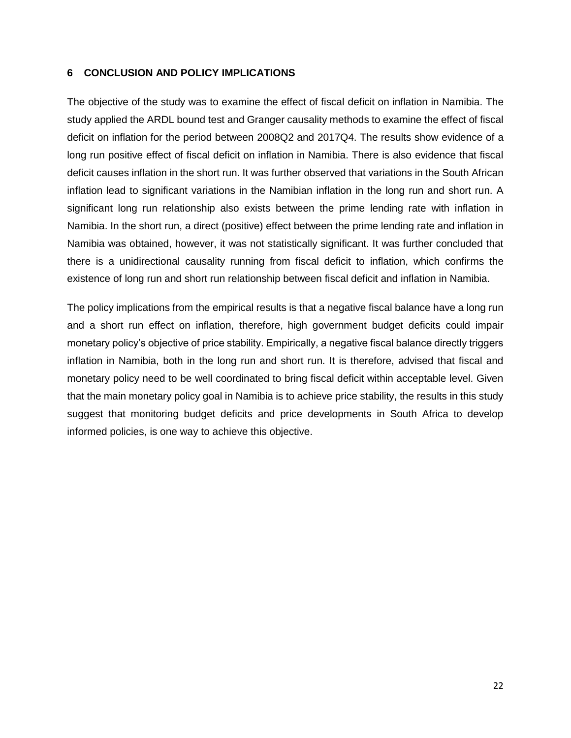## 6 CONCLUSION AND POLICY IMPLICATIONS

The objective of the study was to examine the effect of fiscal deficit on inflation in Namibia. The study applied the ARDL bound test and Granger causality methods to examine the effect of fiscal deficit on inflation for the period between 2008Q2 and 2017Q4. The results show evidence of a long run positive effect of fiscal deficit on inflation in Namibia. There is also evidence that fiscal deficit causes inflation in the short run. It was further observed that variations in the South African inflation lead to significant variations in the Namibian inflation in the long run and short run. A significant long run relationship also exists between the prime lending rate with inflation in Namibia. In the short run, a direct (positive) effect between the prime lending rate and inflation in Namibia was obtained, however, it was not statistically significant. It was further concluded that there is a unidirectional causality running from fiscal deficit to inflation, which confirms the existence of long run and short run relationship between fiscal deficit and inflation in Namibia.

The policy implications from the empirical results is that a negative fiscal balance have a long run and a short run effect on inflation, therefore, high government budget deficits could impair monetary policy's objective of price stability. Empirically, a negative fiscal balance directly triggers inflation in Namibia, both in the long run and short run. It is therefore, advised that fiscal and monetary policy need to be well coordinated to bring fiscal deficit within acceptable level. Given that the main monetary policy goal in Namibia is to achieve price stability, the results in this study suggest that monitoring budget deficits and price developments in South Africa to develop informed policies, is one way to achieve this objective.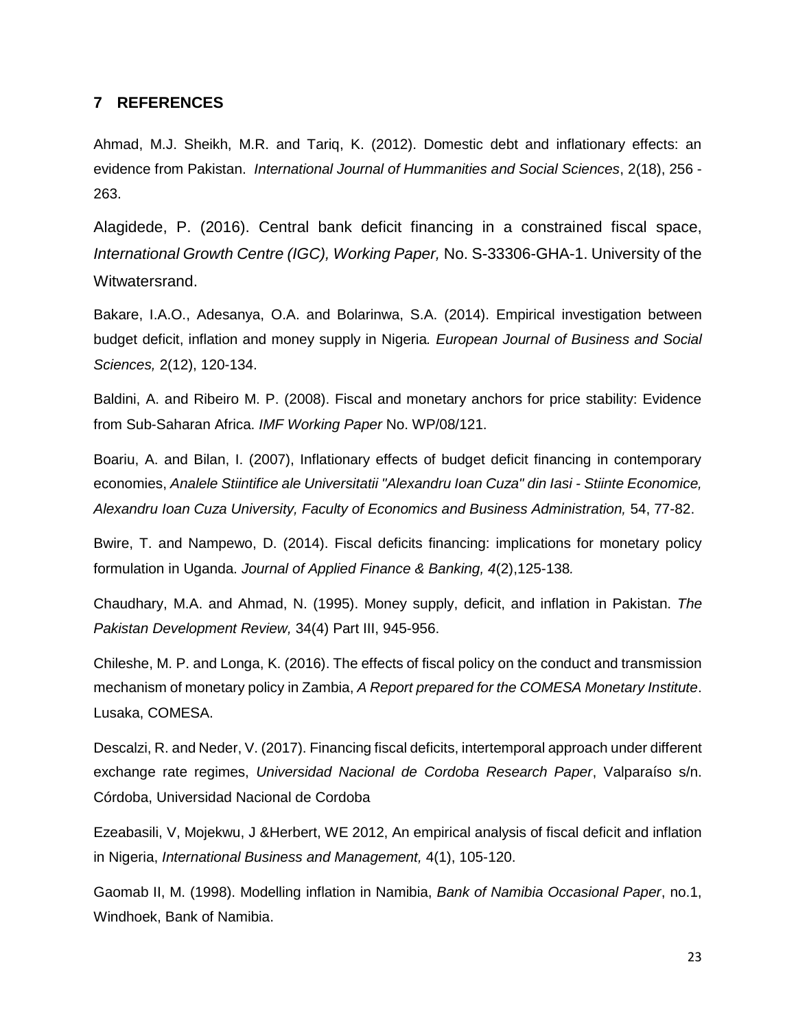## 7 REFERENCES

Ahmad, M.J. Sheikh, M.R. and Tariq, K. (2012). Domestic debt and inflationary effects: an evidence from Pakistan. *International Journal of Hummanities and Social Sciences*, 2(18), 256 - 263.

Alagidede, P. (2016). Central bank deficit financing in a constrained fiscal space, *International Growth Centre (IGC), Working Paper,* No. S-33306-GHA-1. University of the Witwatersrand.

Bakare, I.A.O., Adesanya, O.A. and Bolarinwa, S.A. (2014). Empirical investigation between budget deficit, inflation and money supply in Nigeria*. European Journal of Business and Social Sciences,* 2(12), 120-134.

Baldini, A. and Ribeiro M. P. (2008). Fiscal and monetary anchors for price stability: Evidence from Sub-Saharan Africa. *IMF Working Paper* No. WP/08/121.

Boariu, A. and Bilan, I. (2007), Inflationary effects of budget deficit financing in contemporary economies, *Analele Stiintifice ale Universitatii "Alexandru Ioan Cuza" din Iasi - Stiinte Economice, Alexandru Ioan Cuza University, Faculty of Economics and Business Administration,* 54, 77-82.

Bwire, T. and Nampewo, D. (2014). Fiscal deficits financing: implications for monetary policy formulation in Uganda. *Journal of Applied Finance & Banking, 4*(2),125-138*.*

Chaudhary, M.A. and Ahmad, N. (1995). Money supply, deficit, and inflation in Pakistan. *The Pakistan Development Review,* 34(4) Part III, 945-956.

Chileshe, M. P. and Longa, K. (2016). The effects of fiscal policy on the conduct and transmission mechanism of monetary policy in Zambia, *A Report prepared for the COMESA Monetary Institute*. Lusaka, COMESA.

Descalzi, R. and Neder, V. (2017). Financing fiscal deficits, intertemporal approach under different exchange rate regimes, *Universidad Nacional de Cordoba Research Paper*, Valparaíso s/n. Córdoba, Universidad Nacional de Cordoba

Ezeabasili, V, Mojekwu, J &Herbert, WE 2012, An empirical analysis of fiscal deficit and inflation in Nigeria, *International Business and Management,* 4(1), 105-120.

Gaomab II, M. (1998). Modelling inflation in Namibia, *Bank of Namibia Occasional Paper*, no.1, Windhoek, Bank of Namibia.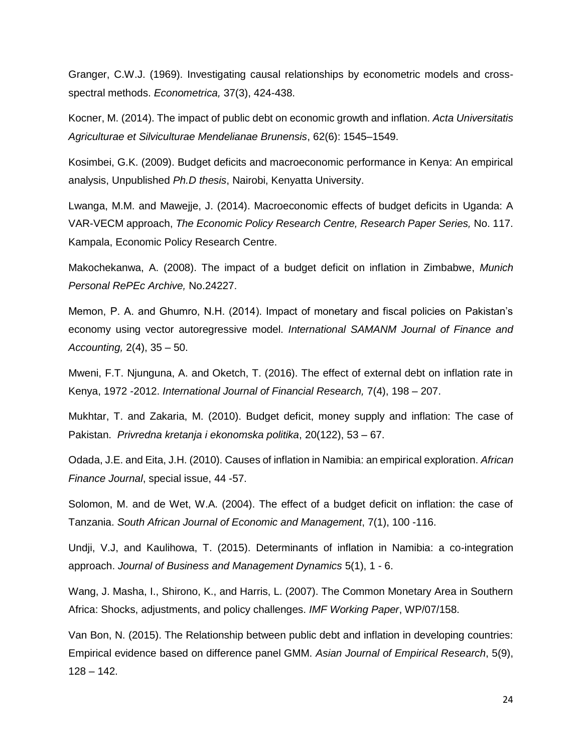Granger, C.W.J. (1969). Investigating causal relationships by econometric models and cross-spectral methods. *Econometrica,* 37(3), 424-438.

Kocner, M. (2014). The impact of public debt on economic growth and inflation. *Acta Universitatis Agriculturae et Silviculturae Mendelianae Brunensis*, 62(6): 1545–1549.

Kosimbei, G.K. (2009). Budget deficits and macroeconomic performance in Kenya: An empirical analysis, Unpublished *Ph.D thesis*, Nairobi, Kenyatta University.

Lwanga, M.M. and Mawejje, J. (2014). Macroeconomic effects of budget deficits in Uganda: A VAR-VECM approach, *The Economic Policy Research Centre, Research Paper Series,* No. 117. Kampala, Economic Policy Research Centre.

Makochekanwa, A. (2008). The impact of a budget deficit on inflation in Zimbabwe, *Munich Personal RePEc Archive,* No.24227.

Memon, P. A. and Ghumro, N.H. (2014). Impact of monetary and fiscal policies on Pakistan's economy using vector autoregressive model. *International SAMANM Journal of Finance and Accounting,* 2(4), 35 – 50.

Mweni, F.T. Njunguna, A. and Oketch, T. (2016). The effect of external debt on inflation rate in Kenya, 1972 -2012. *International Journal of Financial Research,* 7(4), 198 – 207.

Mukhtar, T. and Zakaria, M. (2010). Budget deficit, money supply and inflation: The case of Pakistan. *Privredna kretanja i ekonomska politika*, 20(122), 53 – 67.

Odada, J.E. and Eita, J.H. (2010). Causes of inflation in Namibia: an empirical exploration. *African Finance Journal*, special issue, 44 -57.

Solomon, M. and de Wet, W.A. (2004). The effect of a budget deficit on inflation: the case of Tanzania. *South African Journal of Economic and Management*, 7(1), 100 -116.

Undji, V.J, and Kaulihowa, T. (2015). Determinants of inflation in Namibia: a co-integration approach. *Journal of Business and Management Dynamics* 5(1), 1 - 6.

Wang, J. Masha, I., Shirono, K., and Harris, L. (2007). The Common Monetary Area in Southern Africa: Shocks, adjustments, and policy challenges. *IMF Working Paper*, WP/07/158.

Van Bon, N. (2015). The Relationship between public debt and inflation in developing countries: Empirical evidence based on difference panel GMM. *Asian Journal of Empirical Research*, 5(9), 128 – 142.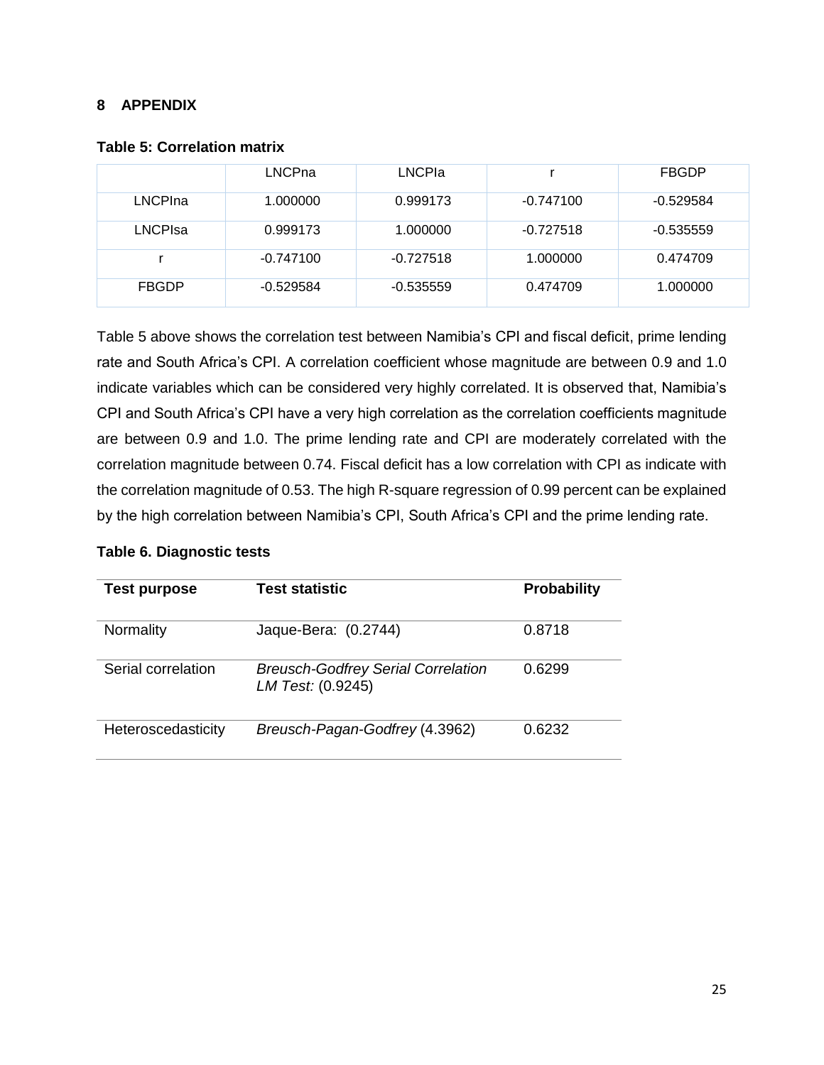## 8 APPENDIX

**Table 5: Correlation matrix**

| | LNCPna | LNCPIa | r | FBGDP |
|---|---|---|---|---|
| LNCPIna | 1.000000 | 0.999173 | -0.747100 | -0.529584 |
| LNCPIsa | 0.999173 | 1.000000 | -0.727518 | -0.535559 |
| r | -0.747100 | -0.727518 | 1.000000 | 0.474709 |
| FBGDP | -0.529584 | -0.535559 | 0.474709 | 1.000000 |

Table 5 above shows the correlation test between Namibia's CPI and fiscal deficit, prime lending rate and South Africa's CPI. A correlation coefficient whose magnitude are between 0.9 and 1.0 indicate variables which can be considered very highly correlated. It is observed that, Namibia's CPI and South Africa's CPI have a very high correlation as the correlation coefficients magnitude are between 0.9 and 1.0. The prime lending rate and CPI are moderately correlated with the correlation magnitude between 0.74. Fiscal deficit has a low correlation with CPI as indicate with the correlation magnitude of 0.53. The high R-square regression of 0.99 percent can be explained by the high correlation between Namibia's CPI, South Africa's CPI and the prime lending rate.

**Table 6. Diagnostic tests**

| **Test purpose** | **Test statistic** | **Probability** |
|---|---|---|
| Normality | Jaque-Bera: (0.2744) | 0.8718 |
| Serial correlation | *Breusch-Godfrey Serial Correlation LM Test:* (0.9245) | 0.6299 |
| Heteroscedasticity | *Breusch-Pagan-Godfrey* (4.3962) | 0.6232 |